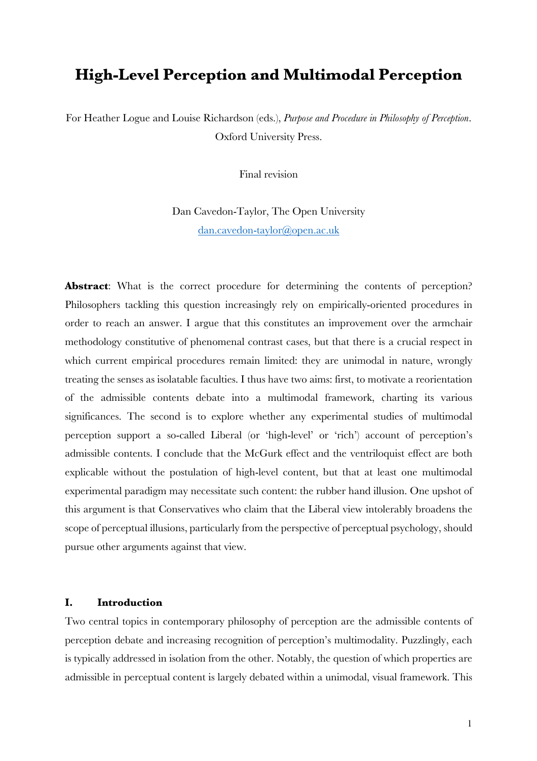# High-Level Perception and Multimodal Perception

For Heather Logue and Louise Richardson (eds.), *Purpose and Procedure in Philosophy of Perception*. Oxford University Press.

Final revision

Dan Cavedon-Taylor, The Open University
dan.cavedon-taylor@open.ac.uk

**Abstract**: What is the correct procedure for determining the contents of perception? Philosophers tackling this question increasingly rely on empirically-oriented procedures in order to reach an answer. I argue that this constitutes an improvement over the armchair methodology constitutive of phenomenal contrast cases, but that there is a crucial respect in which current empirical procedures remain limited: they are unimodal in nature, wrongly treating the senses as isolatable faculties. I thus have two aims: first, to motivate a reorientation of the admissible contents debate into a multimodal framework, charting its various significances. The second is to explore whether any experimental studies of multimodal perception support a so-called Liberal (or 'high-level' or 'rich') account of perception's admissible contents. I conclude that the McGurk effect and the ventriloquist effect are both explicable without the postulation of high-level content, but that at least one multimodal experimental paradigm may necessitate such content: the rubber hand illusion. One upshot of this argument is that Conservatives who claim that the Liberal view intolerably broadens the scope of perceptual illusions, particularly from the perspective of perceptual psychology, should pursue other arguments against that view.

## I. Introduction

Two central topics in contemporary philosophy of perception are the admissible contents of perception debate and increasing recognition of perception's multimodality. Puzzlingly, each is typically addressed in isolation from the other. Notably, the question of which properties are admissible in perceptual content is largely debated within a unimodal, visual framework. This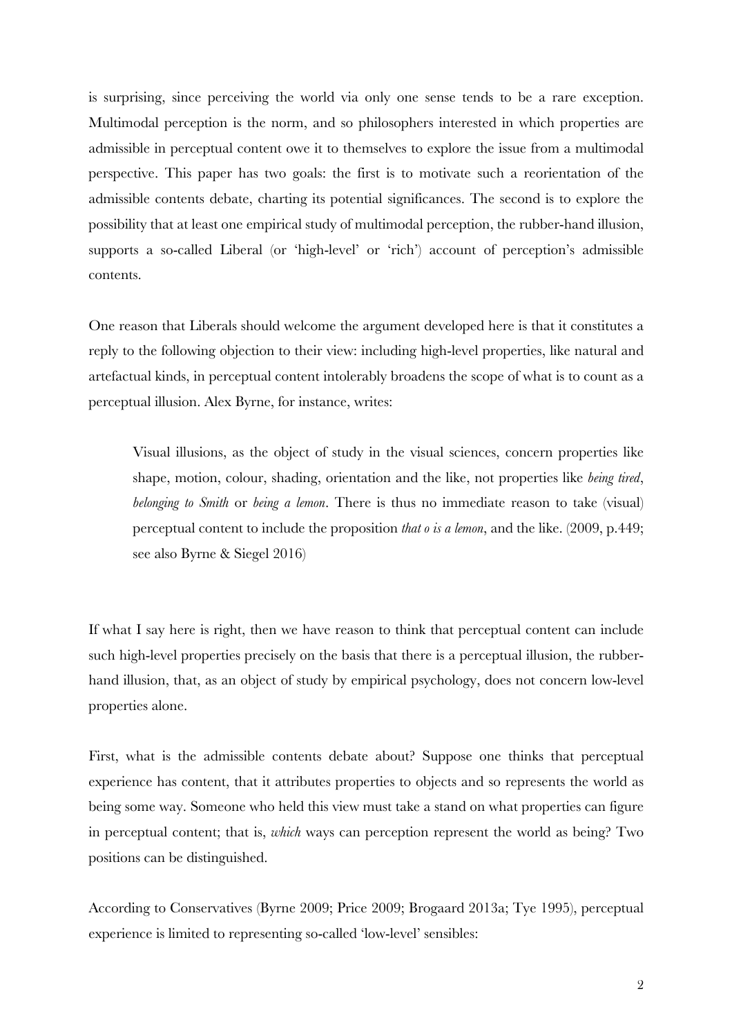is surprising, since perceiving the world via only one sense tends to be a rare exception. Multimodal perception is the norm, and so philosophers interested in which properties are admissible in perceptual content owe it to themselves to explore the issue from a multimodal perspective. This paper has two goals: the first is to motivate such a reorientation of the admissible contents debate, charting its potential significances. The second is to explore the possibility that at least one empirical study of multimodal perception, the rubber-hand illusion, supports a so-called Liberal (or 'high-level' or 'rich') account of perception's admissible contents.

One reason that Liberals should welcome the argument developed here is that it constitutes a reply to the following objection to their view: including high-level properties, like natural and artefactual kinds, in perceptual content intolerably broadens the scope of what is to count as a perceptual illusion. Alex Byrne, for instance, writes:

> Visual illusions, as the object of study in the visual sciences, concern properties like shape, motion, colour, shading, orientation and the like, not properties like *being tired*, *belonging to Smith* or *being a lemon*. There is thus no immediate reason to take (visual) perceptual content to include the proposition *that o is a lemon*, and the like. (2009, p.449; see also Byrne & Siegel 2016)

If what I say here is right, then we have reason to think that perceptual content can include such high-level properties precisely on the basis that there is a perceptual illusion, the rubber-hand illusion, that, as an object of study by empirical psychology, does not concern low-level properties alone.

First, what is the admissible contents debate about? Suppose one thinks that perceptual experience has content, that it attributes properties to objects and so represents the world as being some way. Someone who held this view must take a stand on what properties can figure in perceptual content; that is, *which* ways can perception represent the world as being? Two positions can be distinguished.

According to Conservatives (Byrne 2009; Price 2009; Brogaard 2013a; Tye 1995), perceptual experience is limited to representing so-called 'low-level' sensibles: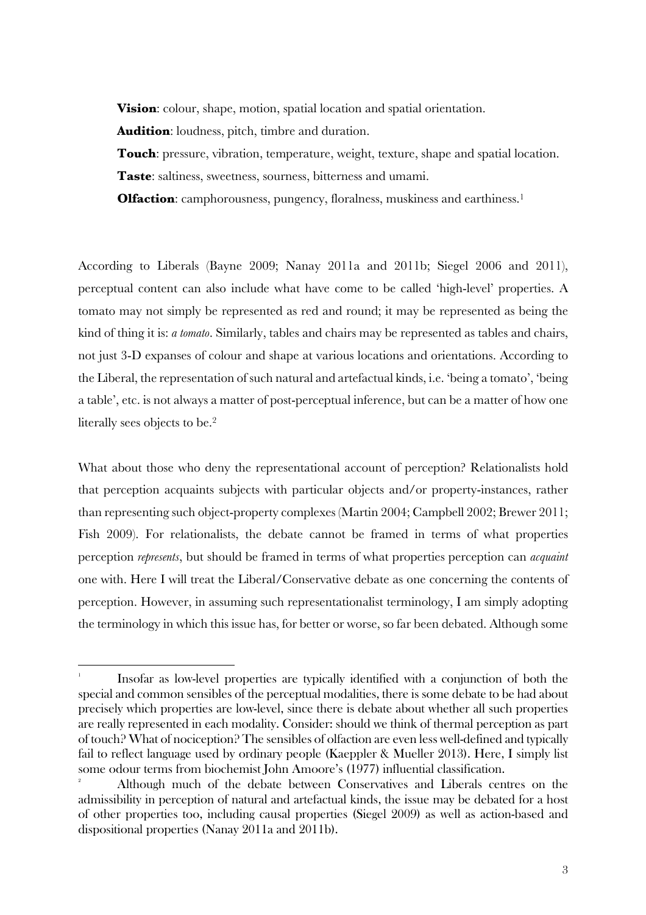**Vision**: colour, shape, motion, spatial location and spatial orientation.

**Audition**: loudness, pitch, timbre and duration.

**Touch**: pressure, vibration, temperature, weight, texture, shape and spatial location.

**Taste**: saltiness, sweetness, sourness, bitterness and umami.

**Olfaction**: camphorousness, pungency, floralness, muskiness and earthiness.[1]

According to Liberals (Bayne 2009; Nanay 2011a and 2011b; Siegel 2006 and 2011), perceptual content can also include what have come to be called 'high-level' properties. A tomato may not simply be represented as red and round; it may be represented as being the kind of thing it is: *a tomato*. Similarly, tables and chairs may be represented as tables and chairs, not just 3-D expanses of colour and shape at various locations and orientations. According to the Liberal, the representation of such natural and artefactual kinds, i.e. 'being a tomato', 'being a table', etc. is not always a matter of post-perceptual inference, but can be a matter of how one literally sees objects to be.[2]

What about those who deny the representational account of perception? Relationalists hold that perception acquaints subjects with particular objects and/or property-instances, rather than representing such object-property complexes (Martin 2004; Campbell 2002; Brewer 2011; Fish 2009). For relationalists, the debate cannot be framed in terms of what properties perception *represents*, but should be framed in terms of what properties perception can *acquaint* one with. Here I will treat the Liberal/Conservative debate as one concerning the contents of perception. However, in assuming such representationalist terminology, I am simply adopting the terminology in which this issue has, for better or worse, so far been debated. Although some

---

[1] Insofar as low-level properties are typically identified with a conjunction of both the special and common sensibles of the perceptual modalities, there is some debate to be had about precisely which properties are low-level, since there is debate about whether all such properties are really represented in each modality. Consider: should we think of thermal perception as part of touch? What of nociception? The sensibles of olfaction are even less well-defined and typically fail to reflect language used by ordinary people (Kaeppler & Mueller 2013). Here, I simply list some odour terms from biochemist John Amoore's (1977) influential classification.

[2] Although much of the debate between Conservatives and Liberals centres on the admissibility in perception of natural and artefactual kinds, the issue may be debated for a host of other properties too, including causal properties (Siegel 2009) as well as action-based and dispositional properties (Nanay 2011a and 2011b).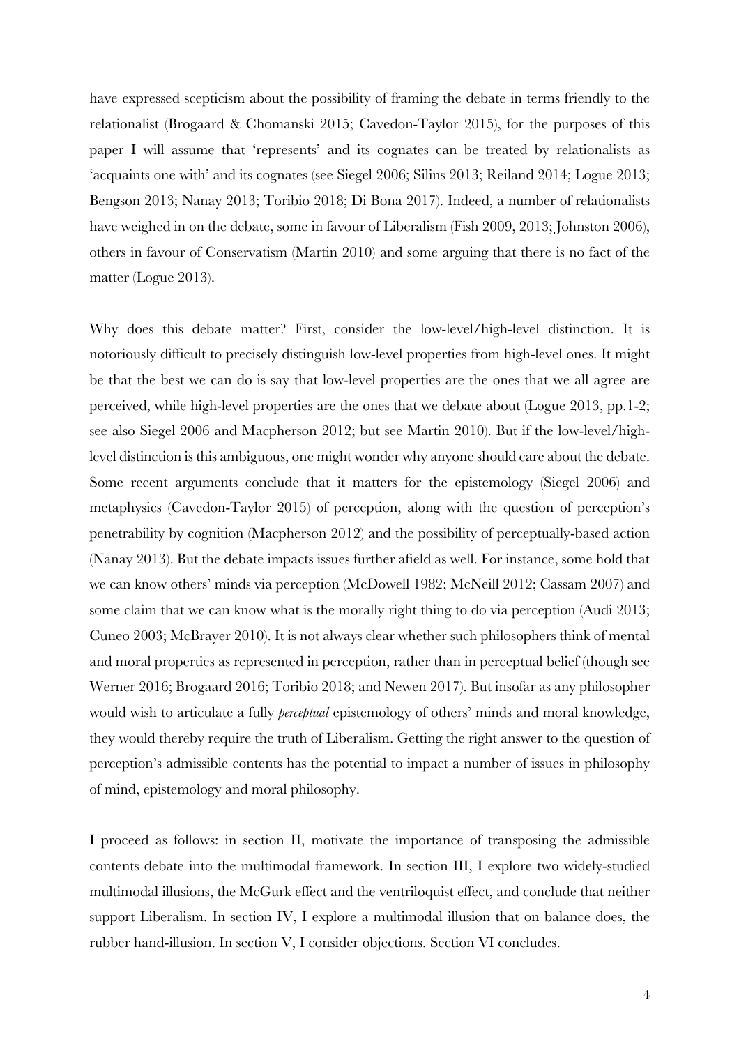have expressed scepticism about the possibility of framing the debate in terms friendly to the relationalist (Brogaard & Chomanski 2015; Cavedon-Taylor 2015), for the purposes of this paper I will assume that 'represents' and its cognates can be treated by relationalists as 'acquaints one with' and its cognates (see Siegel 2006; Silins 2013; Reiland 2014; Logue 2013; Bengson 2013; Nanay 2013; Toribio 2018; Di Bona 2017). Indeed, a number of relationalists have weighed in on the debate, some in favour of Liberalism (Fish 2009, 2013; Johnston 2006), others in favour of Conservatism (Martin 2010) and some arguing that there is no fact of the matter (Logue 2013).

Why does this debate matter? First, consider the low-level/high-level distinction. It is notoriously difficult to precisely distinguish low-level properties from high-level ones. It might be that the best we can do is say that low-level properties are the ones that we all agree are perceived, while high-level properties are the ones that we debate about (Logue 2013, pp.1-2; see also Siegel 2006 and Macpherson 2012; but see Martin 2010). But if the low-level/high-level distinction is this ambiguous, one might wonder why anyone should care about the debate. Some recent arguments conclude that it matters for the epistemology (Siegel 2006) and metaphysics (Cavedon-Taylor 2015) of perception, along with the question of perception's penetrability by cognition (Macpherson 2012) and the possibility of perceptually-based action (Nanay 2013). But the debate impacts issues further afield as well. For instance, some hold that we can know others' minds via perception (McDowell 1982; McNeill 2012; Cassam 2007) and some claim that we can know what is the morally right thing to do via perception (Audi 2013; Cuneo 2003; McBrayer 2010). It is not always clear whether such philosophers think of mental and moral properties as represented in perception, rather than in perceptual belief (though see Werner 2016; Brogaard 2016; Toribio 2018; and Newen 2017). But insofar as any philosopher would wish to articulate a fully *perceptual* epistemology of others' minds and moral knowledge, they would thereby require the truth of Liberalism. Getting the right answer to the question of perception's admissible contents has the potential to impact a number of issues in philosophy of mind, epistemology and moral philosophy.

I proceed as follows: in section II, motivate the importance of transposing the admissible contents debate into the multimodal framework. In section III, I explore two widely-studied multimodal illusions, the McGurk effect and the ventriloquist effect, and conclude that neither support Liberalism. In section IV, I explore a multimodal illusion that on balance does, the rubber hand-illusion. In section V, I consider objections. Section VI concludes.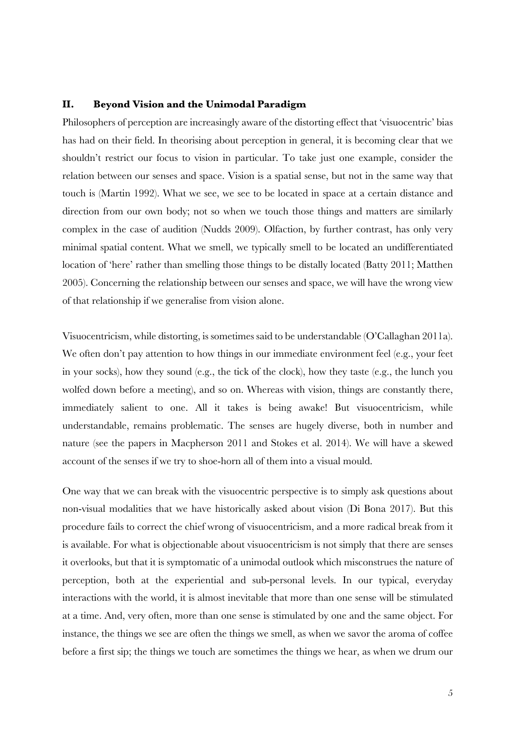## II. Beyond Vision and the Unimodal Paradigm

Philosophers of perception are increasingly aware of the distorting effect that 'visuocentric' bias has had on their field. In theorising about perception in general, it is becoming clear that we shouldn't restrict our focus to vision in particular. To take just one example, consider the relation between our senses and space. Vision is a spatial sense, but not in the same way that touch is (Martin 1992). What we see, we see to be located in space at a certain distance and direction from our own body; not so when we touch those things and matters are similarly complex in the case of audition (Nudds 2009). Olfaction, by further contrast, has only very minimal spatial content. What we smell, we typically smell to be located an undifferentiated location of 'here' rather than smelling those things to be distally located (Batty 2011; Matthen 2005). Concerning the relationship between our senses and space, we will have the wrong view of that relationship if we generalise from vision alone.

Visuocentricism, while distorting, is sometimes said to be understandable (O'Callaghan 2011a). We often don't pay attention to how things in our immediate environment feel (e.g., your feet in your socks), how they sound (e.g., the tick of the clock), how they taste (e.g., the lunch you wolfed down before a meeting), and so on. Whereas with vision, things are constantly there, immediately salient to one. All it takes is being awake! But visuocentricism, while understandable, remains problematic. The senses are hugely diverse, both in number and nature (see the papers in Macpherson 2011 and Stokes et al. 2014). We will have a skewed account of the senses if we try to shoe-horn all of them into a visual mould.

One way that we can break with the visuocentric perspective is to simply ask questions about non-visual modalities that we have historically asked about vision (Di Bona 2017). But this procedure fails to correct the chief wrong of visuocentricism, and a more radical break from it is available. For what is objectionable about visuocentricism is not simply that there are senses it overlooks, but that it is symptomatic of a unimodal outlook which misconstrues the nature of perception, both at the experiential and sub-personal levels. In our typical, everyday interactions with the world, it is almost inevitable that more than one sense will be stimulated at a time. And, very often, more than one sense is stimulated by one and the same object. For instance, the things we see are often the things we smell, as when we savor the aroma of coffee before a first sip; the things we touch are sometimes the things we hear, as when we drum our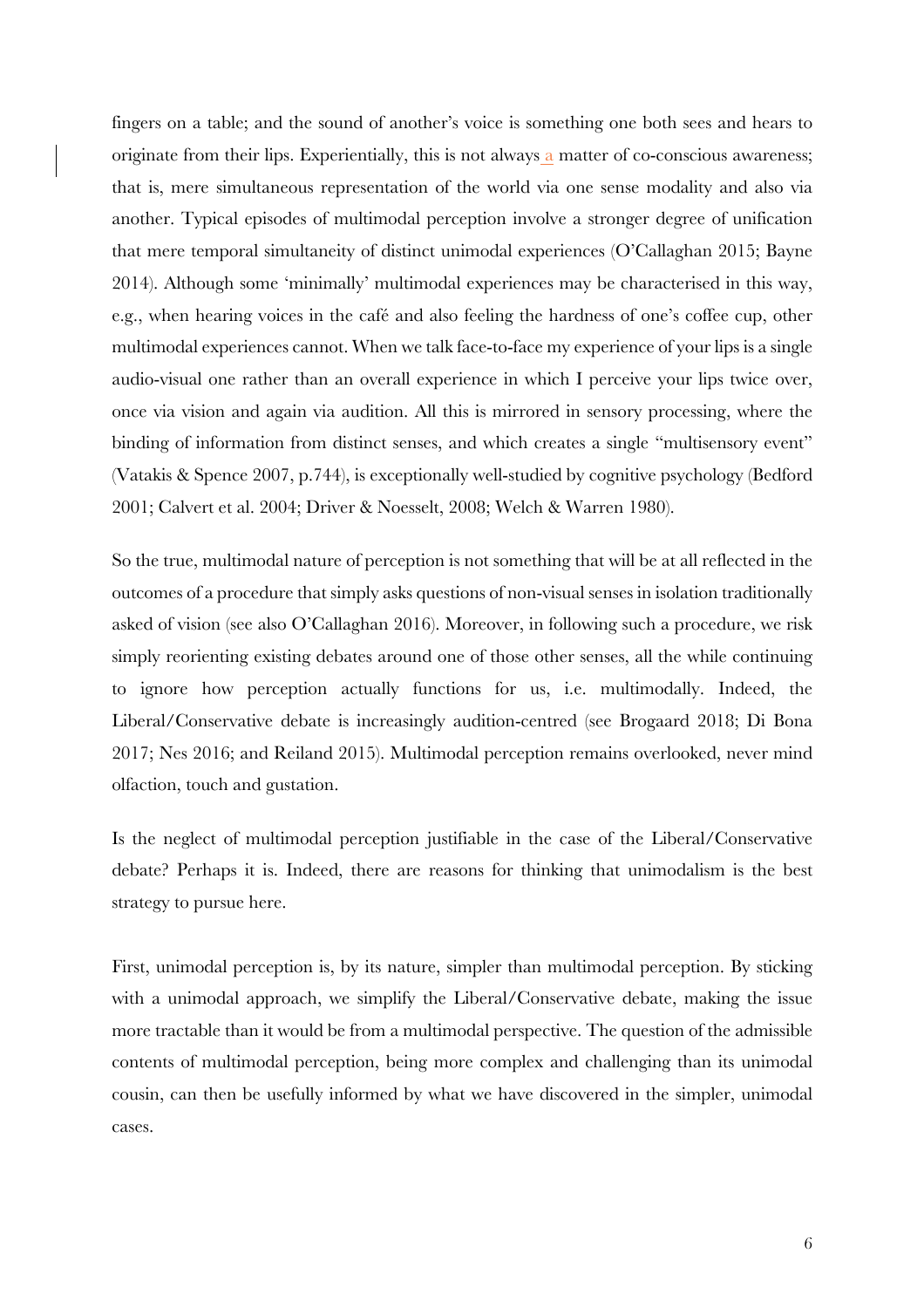fingers on a table; and the sound of another's voice is something one both sees and hears to originate from their lips. Experientially, this is not always a matter of co-conscious awareness; that is, mere simultaneous representation of the world via one sense modality and also via another. Typical episodes of multimodal perception involve a stronger degree of unification that mere temporal simultaneity of distinct unimodal experiences (O'Callaghan 2015; Bayne 2014). Although some 'minimally' multimodal experiences may be characterised in this way, e.g., when hearing voices in the café and also feeling the hardness of one's coffee cup, other multimodal experiences cannot. When we talk face-to-face my experience of your lips is a single audio-visual one rather than an overall experience in which I perceive your lips twice over, once via vision and again via audition. All this is mirrored in sensory processing, where the binding of information from distinct senses, and which creates a single "multisensory event" (Vatakis & Spence 2007, p.744), is exceptionally well-studied by cognitive psychology (Bedford 2001; Calvert et al. 2004; Driver & Noesselt, 2008; Welch & Warren 1980).

So the true, multimodal nature of perception is not something that will be at all reflected in the outcomes of a procedure that simply asks questions of non-visual senses in isolation traditionally asked of vision (see also O'Callaghan 2016). Moreover, in following such a procedure, we risk simply reorienting existing debates around one of those other senses, all the while continuing to ignore how perception actually functions for us, i.e. multimodally. Indeed, the Liberal/Conservative debate is increasingly audition-centred (see Brogaard 2018; Di Bona 2017; Nes 2016; and Reiland 2015). Multimodal perception remains overlooked, never mind olfaction, touch and gustation.

Is the neglect of multimodal perception justifiable in the case of the Liberal/Conservative debate? Perhaps it is. Indeed, there are reasons for thinking that unimodalism is the best strategy to pursue here.

First, unimodal perception is, by its nature, simpler than multimodal perception. By sticking with a unimodal approach, we simplify the Liberal/Conservative debate, making the issue more tractable than it would be from a multimodal perspective. The question of the admissible contents of multimodal perception, being more complex and challenging than its unimodal cousin, can then be usefully informed by what we have discovered in the simpler, unimodal cases.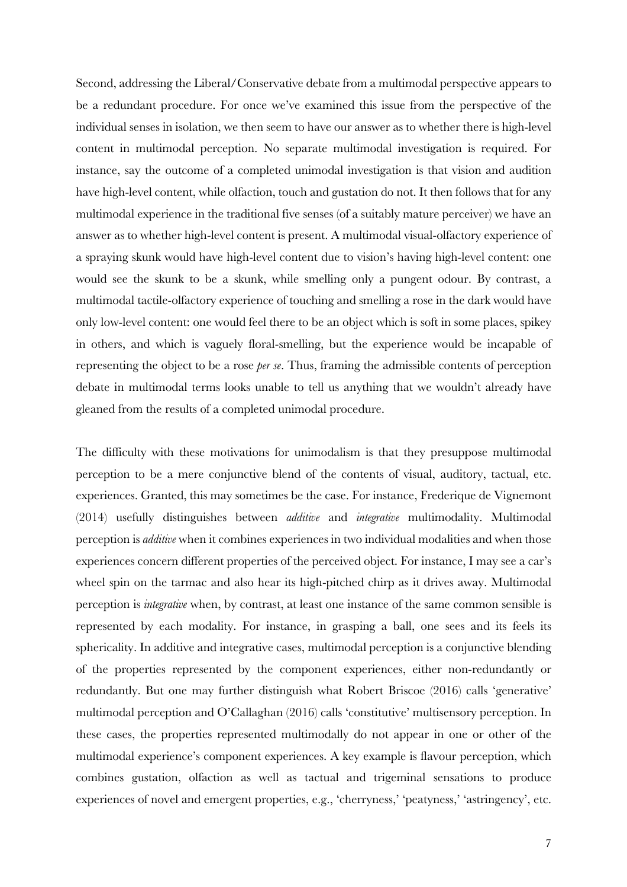Second, addressing the Liberal/Conservative debate from a multimodal perspective appears to be a redundant procedure. For once we've examined this issue from the perspective of the individual senses in isolation, we then seem to have our answer as to whether there is high-level content in multimodal perception. No separate multimodal investigation is required. For instance, say the outcome of a completed unimodal investigation is that vision and audition have high-level content, while olfaction, touch and gustation do not. It then follows that for any multimodal experience in the traditional five senses (of a suitably mature perceiver) we have an answer as to whether high-level content is present. A multimodal visual-olfactory experience of a spraying skunk would have high-level content due to vision's having high-level content: one would see the skunk to be a skunk, while smelling only a pungent odour. By contrast, a multimodal tactile-olfactory experience of touching and smelling a rose in the dark would have only low-level content: one would feel there to be an object which is soft in some places, spikey in others, and which is vaguely floral-smelling, but the experience would be incapable of representing the object to be a rose *per se*. Thus, framing the admissible contents of perception debate in multimodal terms looks unable to tell us anything that we wouldn't already have gleaned from the results of a completed unimodal procedure.

The difficulty with these motivations for unimodalism is that they presuppose multimodal perception to be a mere conjunctive blend of the contents of visual, auditory, tactual, etc. experiences. Granted, this may sometimes be the case. For instance, Frederique de Vignemont (2014) usefully distinguishes between *additive* and *integrative* multimodality. Multimodal perception is *additive* when it combines experiences in two individual modalities and when those experiences concern different properties of the perceived object. For instance, I may see a car's wheel spin on the tarmac and also hear its high-pitched chirp as it drives away. Multimodal perception is *integrative* when, by contrast, at least one instance of the same common sensible is represented by each modality. For instance, in grasping a ball, one sees and its feels its sphericality. In additive and integrative cases, multimodal perception is a conjunctive blending of the properties represented by the component experiences, either non-redundantly or redundantly. But one may further distinguish what Robert Briscoe (2016) calls 'generative' multimodal perception and O'Callaghan (2016) calls 'constitutive' multisensory perception. In these cases, the properties represented multimodally do not appear in one or other of the multimodal experience's component experiences. A key example is flavour perception, which combines gustation, olfaction as well as tactual and trigeminal sensations to produce experiences of novel and emergent properties, e.g., 'cherryness,' 'peatyness,' 'astringency', etc.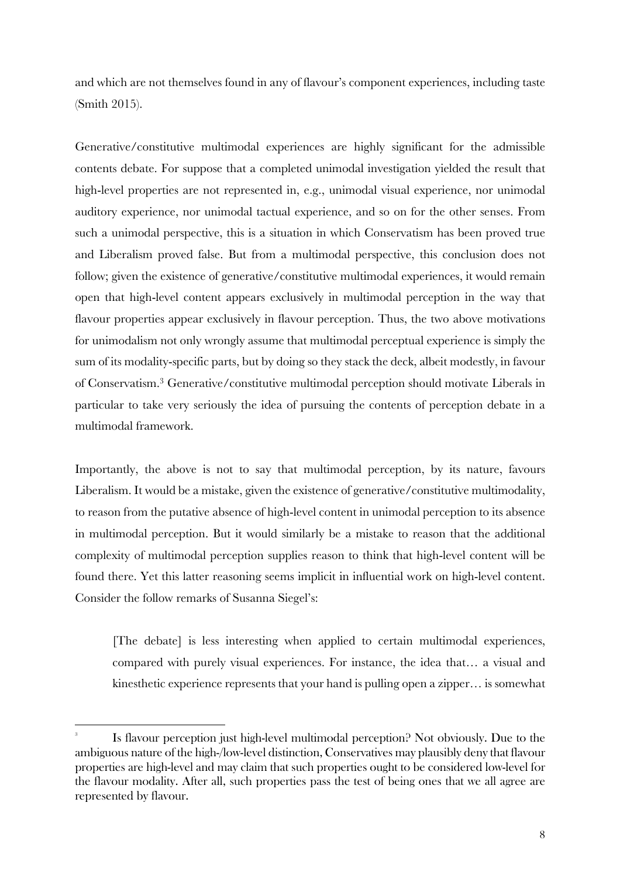and which are not themselves found in any of flavour's component experiences, including taste (Smith 2015).

Generative/constitutive multimodal experiences are highly significant for the admissible contents debate. For suppose that a completed unimodal investigation yielded the result that high-level properties are not represented in, e.g., unimodal visual experience, nor unimodal auditory experience, nor unimodal tactual experience, and so on for the other senses. From such a unimodal perspective, this is a situation in which Conservatism has been proved true and Liberalism proved false. But from a multimodal perspective, this conclusion does not follow; given the existence of generative/constitutive multimodal experiences, it would remain open that high-level content appears exclusively in multimodal perception in the way that flavour properties appear exclusively in flavour perception. Thus, the two above motivations for unimodalism not only wrongly assume that multimodal perceptual experience is simply the sum of its modality-specific parts, but by doing so they stack the deck, albeit modestly, in favour of Conservatism.[3] Generative/constitutive multimodal perception should motivate Liberals in particular to take very seriously the idea of pursuing the contents of perception debate in a multimodal framework.

Importantly, the above is not to say that multimodal perception, by its nature, favours Liberalism. It would be a mistake, given the existence of generative/constitutive multimodality, to reason from the putative absence of high-level content in unimodal perception to its absence in multimodal perception. But it would similarly be a mistake to reason that the additional complexity of multimodal perception supplies reason to think that high-level content will be found there. Yet this latter reasoning seems implicit in influential work on high-level content. Consider the follow remarks of Susanna Siegel's:

> [The debate] is less interesting when applied to certain multimodal experiences, compared with purely visual experiences. For instance, the idea that… a visual and kinesthetic experience represents that your hand is pulling open a zipper… is somewhat

---

[3] Is flavour perception just high-level multimodal perception? Not obviously. Due to the ambiguous nature of the high-/low-level distinction, Conservatives may plausibly deny that flavour properties are high-level and may claim that such properties ought to be considered low-level for the flavour modality. After all, such properties pass the test of being ones that we all agree are represented by flavour.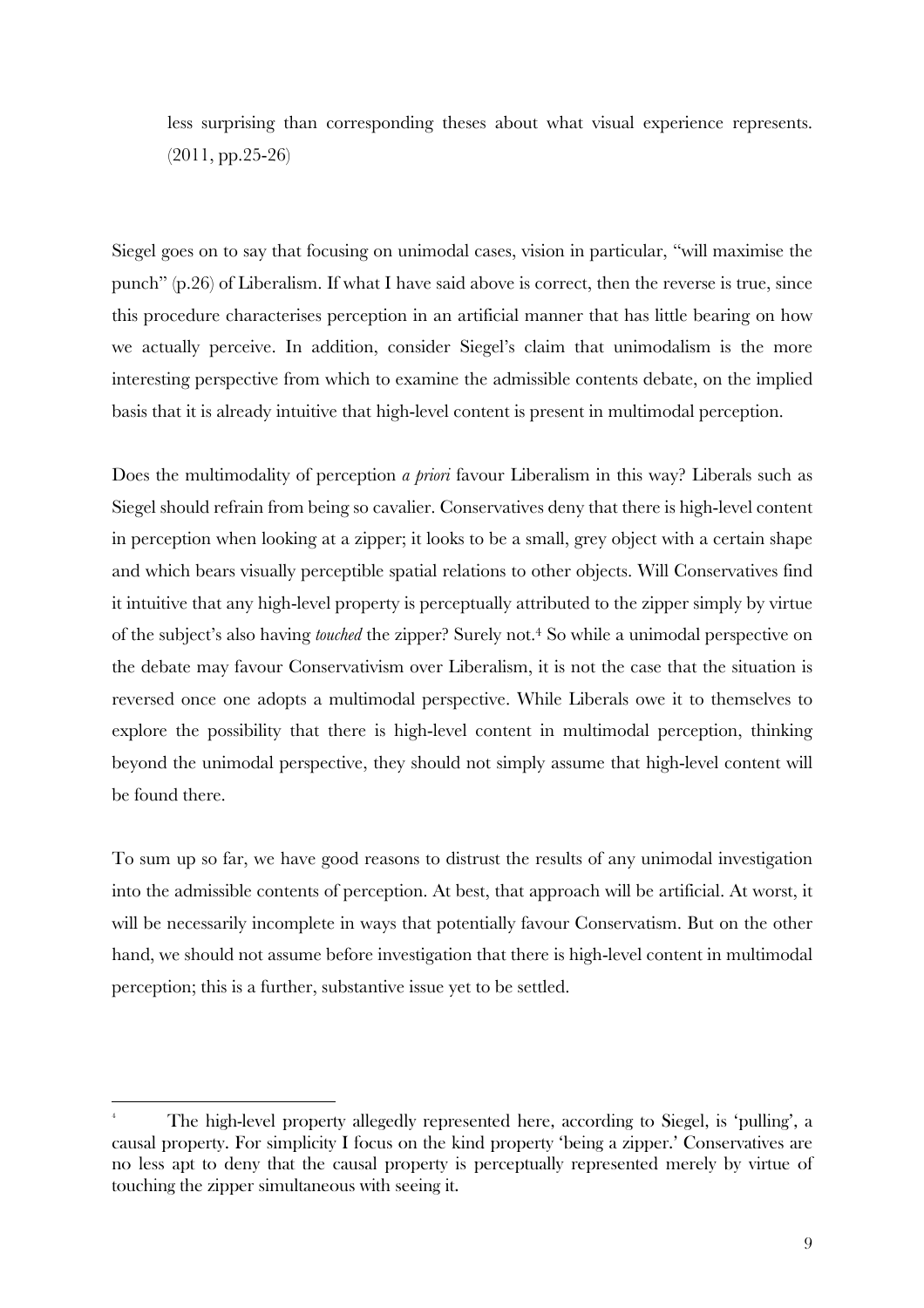> less surprising than corresponding theses about what visual experience represents. (2011, pp.25-26)

Siegel goes on to say that focusing on unimodal cases, vision in particular, "will maximise the punch" (p.26) of Liberalism. If what I have said above is correct, then the reverse is true, since this procedure characterises perception in an artificial manner that has little bearing on how we actually perceive. In addition, consider Siegel's claim that unimodalism is the more interesting perspective from which to examine the admissible contents debate, on the implied basis that it is already intuitive that high-level content is present in multimodal perception.

Does the multimodality of perception *a priori* favour Liberalism in this way? Liberals such as Siegel should refrain from being so cavalier. Conservatives deny that there is high-level content in perception when looking at a zipper; it looks to be a small, grey object with a certain shape and which bears visually perceptible spatial relations to other objects. Will Conservatives find it intuitive that any high-level property is perceptually attributed to the zipper simply by virtue of the subject's also having *touched* the zipper? Surely not.[4] So while a unimodal perspective on the debate may favour Conservativism over Liberalism, it is not the case that the situation is reversed once one adopts a multimodal perspective. While Liberals owe it to themselves to explore the possibility that there is high-level content in multimodal perception, thinking beyond the unimodal perspective, they should not simply assume that high-level content will be found there.

To sum up so far, we have good reasons to distrust the results of any unimodal investigation into the admissible contents of perception. At best, that approach will be artificial. At worst, it will be necessarily incomplete in ways that potentially favour Conservatism. But on the other hand, we should not assume before investigation that there is high-level content in multimodal perception; this is a further, substantive issue yet to be settled.

---

[4] The high-level property allegedly represented here, according to Siegel, is 'pulling', a causal property. For simplicity I focus on the kind property 'being a zipper.' Conservatives are no less apt to deny that the causal property is perceptually represented merely by virtue of touching the zipper simultaneous with seeing it.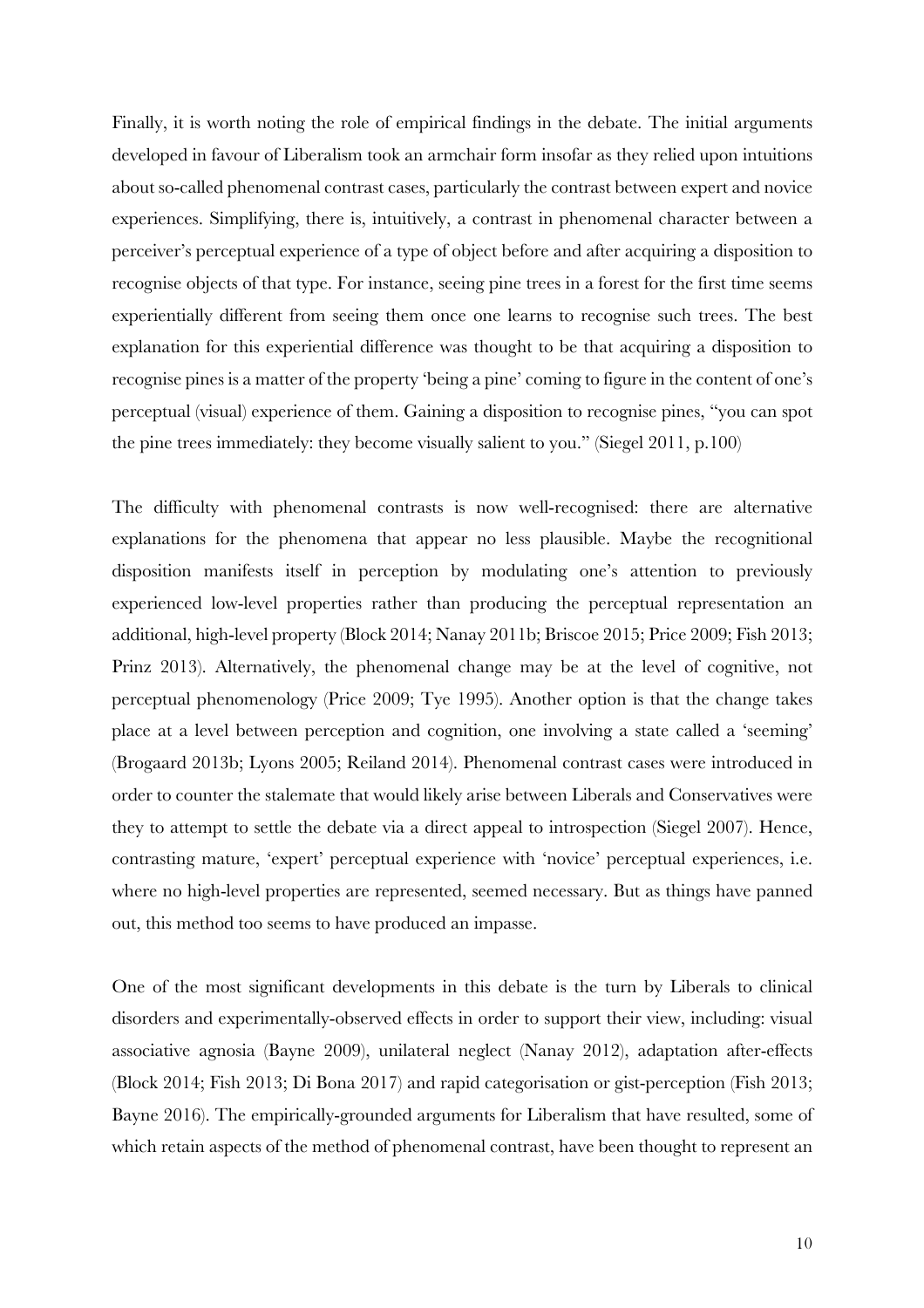Finally, it is worth noting the role of empirical findings in the debate. The initial arguments developed in favour of Liberalism took an armchair form insofar as they relied upon intuitions about so-called phenomenal contrast cases, particularly the contrast between expert and novice experiences. Simplifying, there is, intuitively, a contrast in phenomenal character between a perceiver's perceptual experience of a type of object before and after acquiring a disposition to recognise objects of that type. For instance, seeing pine trees in a forest for the first time seems experientially different from seeing them once one learns to recognise such trees. The best explanation for this experiential difference was thought to be that acquiring a disposition to recognise pines is a matter of the property 'being a pine' coming to figure in the content of one's perceptual (visual) experience of them. Gaining a disposition to recognise pines, "you can spot the pine trees immediately: they become visually salient to you." (Siegel 2011, p.100)

The difficulty with phenomenal contrasts is now well-recognised: there are alternative explanations for the phenomena that appear no less plausible. Maybe the recognitional disposition manifests itself in perception by modulating one's attention to previously experienced low-level properties rather than producing the perceptual representation an additional, high-level property (Block 2014; Nanay 2011b; Briscoe 2015; Price 2009; Fish 2013; Prinz 2013). Alternatively, the phenomenal change may be at the level of cognitive, not perceptual phenomenology (Price 2009; Tye 1995). Another option is that the change takes place at a level between perception and cognition, one involving a state called a 'seeming' (Brogaard 2013b; Lyons 2005; Reiland 2014). Phenomenal contrast cases were introduced in order to counter the stalemate that would likely arise between Liberals and Conservatives were they to attempt to settle the debate via a direct appeal to introspection (Siegel 2007). Hence, contrasting mature, 'expert' perceptual experience with 'novice' perceptual experiences, i.e. where no high-level properties are represented, seemed necessary. But as things have panned out, this method too seems to have produced an impasse.

One of the most significant developments in this debate is the turn by Liberals to clinical disorders and experimentally-observed effects in order to support their view, including: visual associative agnosia (Bayne 2009), unilateral neglect (Nanay 2012), adaptation after-effects (Block 2014; Fish 2013; Di Bona 2017) and rapid categorisation or gist-perception (Fish 2013; Bayne 2016). The empirically-grounded arguments for Liberalism that have resulted, some of which retain aspects of the method of phenomenal contrast, have been thought to represent an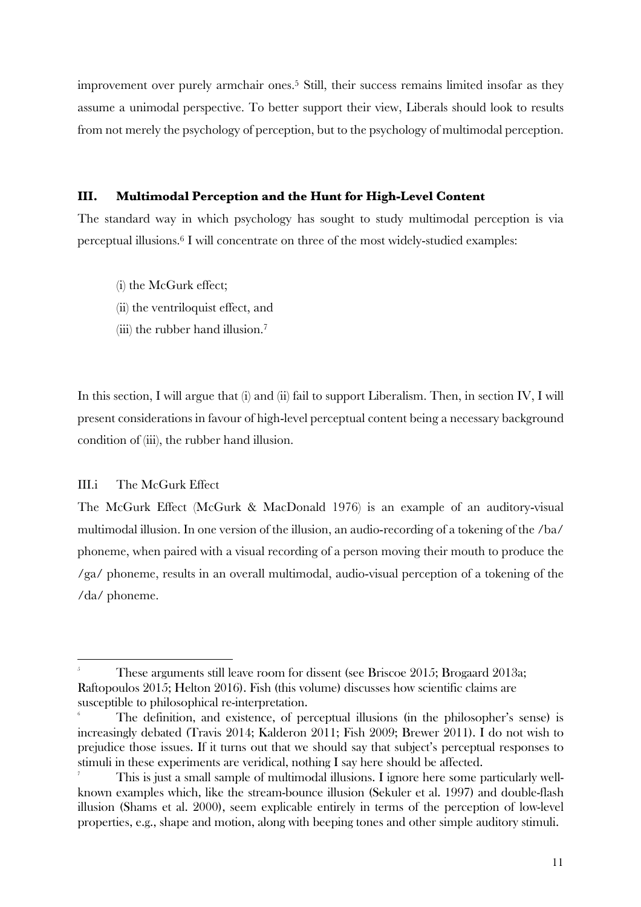improvement over purely armchair ones.[5] Still, their success remains limited insofar as they assume a unimodal perspective. To better support their view, Liberals should look to results from not merely the psychology of perception, but to the psychology of multimodal perception.

## III. Multimodal Perception and the Hunt for High-Level Content

The standard way in which psychology has sought to study multimodal perception is via perceptual illusions.[6] I will concentrate on three of the most widely-studied examples:

(i) the McGurk effect;

(ii) the ventriloquist effect, and

(iii) the rubber hand illusion.[7]

In this section, I will argue that (i) and (ii) fail to support Liberalism. Then, in section IV, I will present considerations in favour of high-level perceptual content being a necessary background condition of (iii), the rubber hand illusion.

### III.i The McGurk Effect

The McGurk Effect (McGurk & MacDonald 1976) is an example of an auditory-visual multimodal illusion. In one version of the illusion, an audio-recording of a tokening of the /ba/ phoneme, when paired with a visual recording of a person moving their mouth to produce the /ga/ phoneme, results in an overall multimodal, audio-visual perception of a tokening of the /da/ phoneme.

---

[5] These arguments still leave room for dissent (see Briscoe 2015; Brogaard 2013a; Raftopoulos 2015; Helton 2016). Fish (this volume) discusses how scientific claims are susceptible to philosophical re-interpretation.

[6] The definition, and existence, of perceptual illusions (in the philosopher's sense) is increasingly debated (Travis 2014; Kalderon 2011; Fish 2009; Brewer 2011). I do not wish to prejudice those issues. If it turns out that we should say that subject's perceptual responses to stimuli in these experiments are veridical, nothing I say here should be affected.

[7] This is just a small sample of multimodal illusions. I ignore here some particularly well-known examples which, like the stream-bounce illusion (Sekuler et al. 1997) and double-flash illusion (Shams et al. 2000), seem explicable entirely in terms of the perception of low-level properties, e.g., shape and motion, along with beeping tones and other simple auditory stimuli.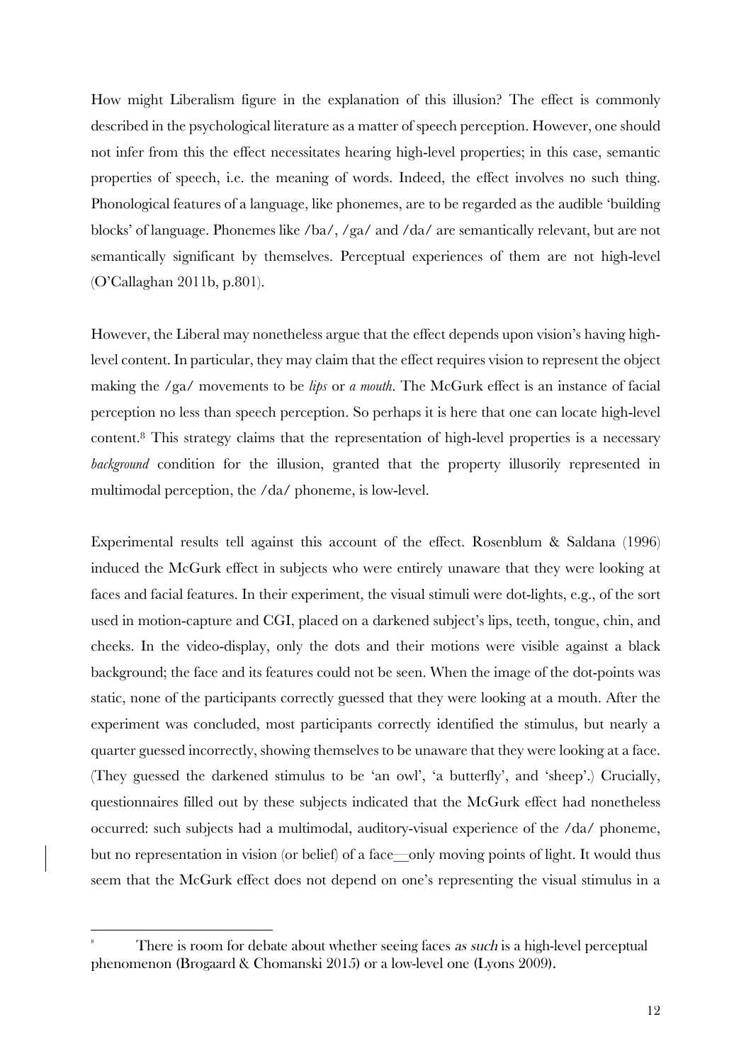How might Liberalism figure in the explanation of this illusion? The effect is commonly described in the psychological literature as a matter of speech perception. However, one should not infer from this the effect necessitates hearing high-level properties; in this case, semantic properties of speech, i.e. the meaning of words. Indeed, the effect involves no such thing. Phonological features of a language, like phonemes, are to be regarded as the audible 'building blocks' of language. Phonemes like /ba/, /ga/ and /da/ are semantically relevant, but are not semantically significant by themselves. Perceptual experiences of them are not high-level (O'Callaghan 2011b, p.801).

However, the Liberal may nonetheless argue that the effect depends upon vision's having high-level content. In particular, they may claim that the effect requires vision to represent the object making the /ga/ movements to be *lips* or *a mouth*. The McGurk effect is an instance of facial perception no less than speech perception. So perhaps it is here that one can locate high-level content.[8] This strategy claims that the representation of high-level properties is a necessary *background* condition for the illusion, granted that the property illusorily represented in multimodal perception, the /da/ phoneme, is low-level.

Experimental results tell against this account of the effect. Rosenblum & Saldana (1996) induced the McGurk effect in subjects who were entirely unaware that they were looking at faces and facial features. In their experiment, the visual stimuli were dot-lights, e.g., of the sort used in motion-capture and CGI, placed on a darkened subject's lips, teeth, tongue, chin, and cheeks. In the video-display, only the dots and their motions were visible against a black background; the face and its features could not be seen. When the image of the dot-points was static, none of the participants correctly guessed that they were looking at a mouth. After the experiment was concluded, most participants correctly identified the stimulus, but nearly a quarter guessed incorrectly, showing themselves to be unaware that they were looking at a face. (They guessed the darkened stimulus to be 'an owl', 'a butterfly', and 'sheep'.) Crucially, questionnaires filled out by these subjects indicated that the McGurk effect had nonetheless occurred: such subjects had a multimodal, auditory-visual experience of the /da/ phoneme, but no representation in vision (or belief) of a face—only moving points of light. It would thus seem that the McGurk effect does not depend on one's representing the visual stimulus in a

[8] There is room for debate about whether seeing faces *as such* is a high-level perceptual phenomenon (Brogaard & Chomanski 2015) or a low-level one (Lyons 2009).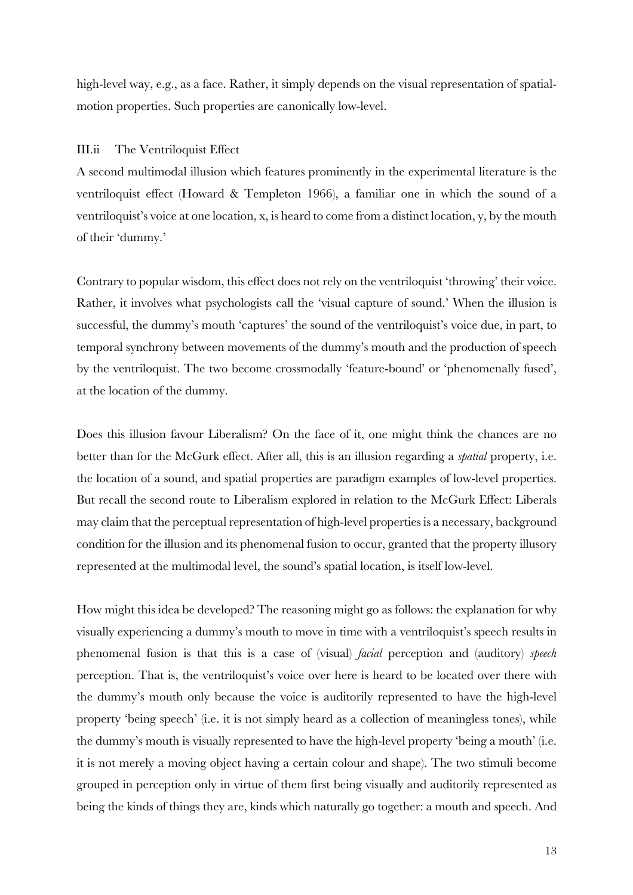high-level way, e.g., as a face. Rather, it simply depends on the visual representation of spatial-motion properties. Such properties are canonically low-level.

### III.ii The Ventriloquist Effect

A second multimodal illusion which features prominently in the experimental literature is the ventriloquist effect (Howard & Templeton 1966), a familiar one in which the sound of a ventriloquist's voice at one location, x, is heard to come from a distinct location, y, by the mouth of their 'dummy.'

Contrary to popular wisdom, this effect does not rely on the ventriloquist 'throwing' their voice. Rather, it involves what psychologists call the 'visual capture of sound.' When the illusion is successful, the dummy's mouth 'captures' the sound of the ventriloquist's voice due, in part, to temporal synchrony between movements of the dummy's mouth and the production of speech by the ventriloquist. The two become crossmodally 'feature-bound' or 'phenomenally fused', at the location of the dummy.

Does this illusion favour Liberalism? On the face of it, one might think the chances are no better than for the McGurk effect. After all, this is an illusion regarding a *spatial* property, i.e. the location of a sound, and spatial properties are paradigm examples of low-level properties. But recall the second route to Liberalism explored in relation to the McGurk Effect: Liberals may claim that the perceptual representation of high-level properties is a necessary, background condition for the illusion and its phenomenal fusion to occur, granted that the property illusory represented at the multimodal level, the sound's spatial location, is itself low-level.

How might this idea be developed? The reasoning might go as follows: the explanation for why visually experiencing a dummy's mouth to move in time with a ventriloquist's speech results in phenomenal fusion is that this is a case of (visual) *facial* perception and (auditory) *speech* perception. That is, the ventriloquist's voice over here is heard to be located over there with the dummy's mouth only because the voice is auditorily represented to have the high-level property 'being speech' (i.e. it is not simply heard as a collection of meaningless tones), while the dummy's mouth is visually represented to have the high-level property 'being a mouth' (i.e. it is not merely a moving object having a certain colour and shape). The two stimuli become grouped in perception only in virtue of them first being visually and auditorily represented as being the kinds of things they are, kinds which naturally go together: a mouth and speech. And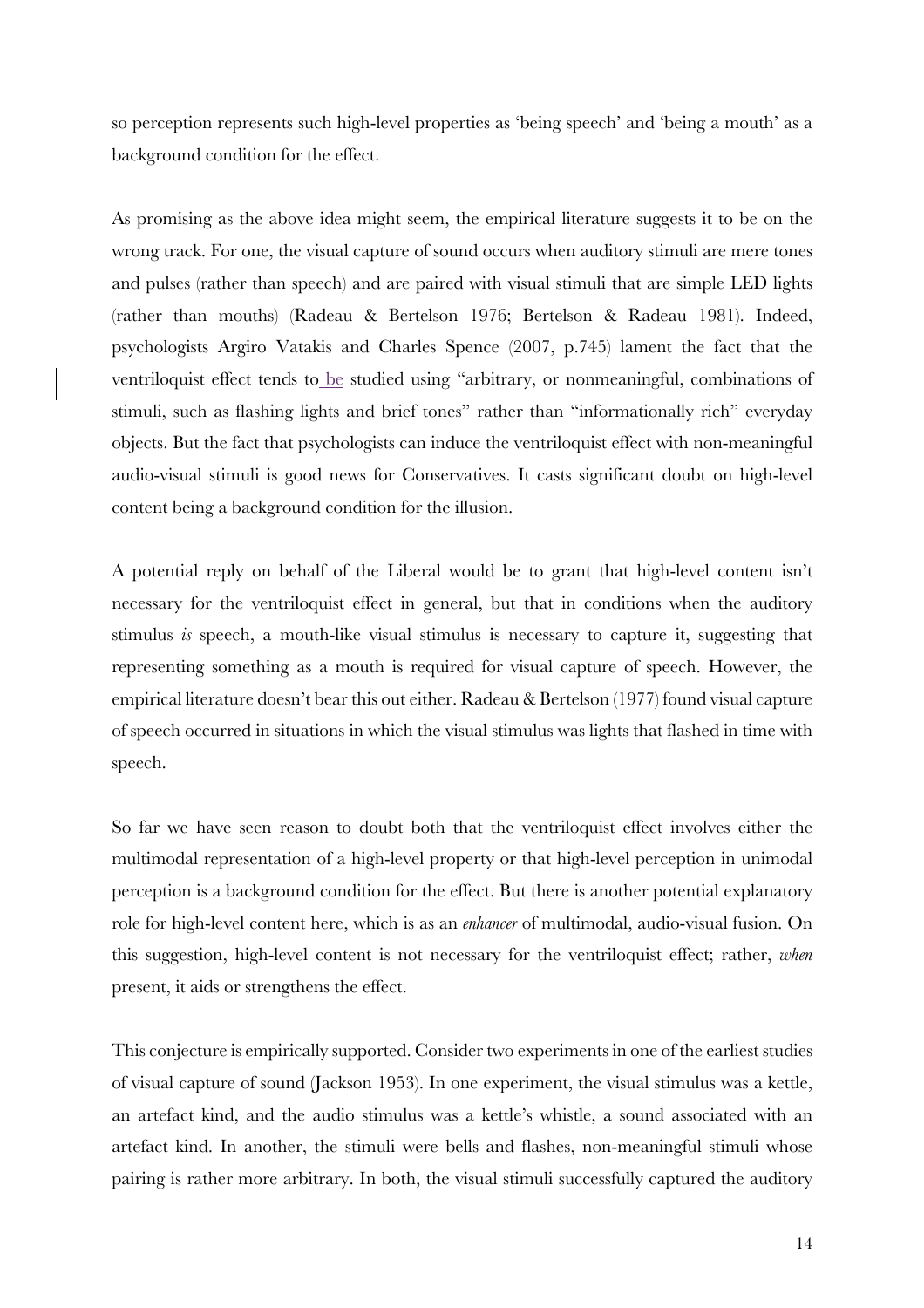so perception represents such high-level properties as 'being speech' and 'being a mouth' as a background condition for the effect.

As promising as the above idea might seem, the empirical literature suggests it to be on the wrong track. For one, the visual capture of sound occurs when auditory stimuli are mere tones and pulses (rather than speech) and are paired with visual stimuli that are simple LED lights (rather than mouths) (Radeau & Bertelson 1976; Bertelson & Radeau 1981). Indeed, psychologists Argiro Vatakis and Charles Spence (2007, p.745) lament the fact that the ventriloquist effect tends to be studied using "arbitrary, or nonmeaningful, combinations of stimuli, such as flashing lights and brief tones" rather than "informationally rich" everyday objects. But the fact that psychologists can induce the ventriloquist effect with non-meaningful audio-visual stimuli is good news for Conservatives. It casts significant doubt on high-level content being a background condition for the illusion.

A potential reply on behalf of the Liberal would be to grant that high-level content isn't necessary for the ventriloquist effect in general, but that in conditions when the auditory stimulus *is* speech, a mouth-like visual stimulus is necessary to capture it, suggesting that representing something as a mouth is required for visual capture of speech. However, the empirical literature doesn't bear this out either. Radeau & Bertelson (1977) found visual capture of speech occurred in situations in which the visual stimulus was lights that flashed in time with speech.

So far we have seen reason to doubt both that the ventriloquist effect involves either the multimodal representation of a high-level property or that high-level perception in unimodal perception is a background condition for the effect. But there is another potential explanatory role for high-level content here, which is as an *enhancer* of multimodal, audio-visual fusion. On this suggestion, high-level content is not necessary for the ventriloquist effect; rather, *when* present, it aids or strengthens the effect.

This conjecture is empirically supported. Consider two experiments in one of the earliest studies of visual capture of sound (Jackson 1953). In one experiment, the visual stimulus was a kettle, an artefact kind, and the audio stimulus was a kettle's whistle, a sound associated with an artefact kind. In another, the stimuli were bells and flashes, non-meaningful stimuli whose pairing is rather more arbitrary. In both, the visual stimuli successfully captured the auditory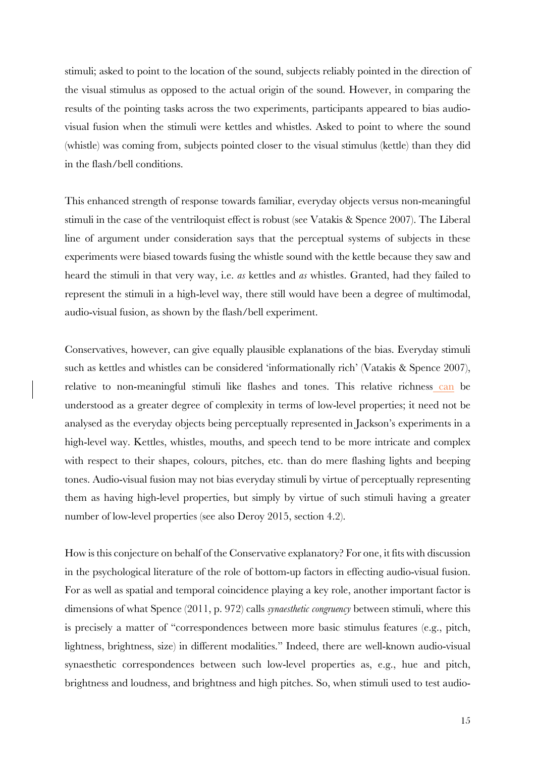stimuli; asked to point to the location of the sound, subjects reliably pointed in the direction of the visual stimulus as opposed to the actual origin of the sound. However, in comparing the results of the pointing tasks across the two experiments, participants appeared to bias audio-visual fusion when the stimuli were kettles and whistles. Asked to point to where the sound (whistle) was coming from, subjects pointed closer to the visual stimulus (kettle) than they did in the flash/bell conditions.

This enhanced strength of response towards familiar, everyday objects versus non-meaningful stimuli in the case of the ventriloquist effect is robust (see Vatakis & Spence 2007). The Liberal line of argument under consideration says that the perceptual systems of subjects in these experiments were biased towards fusing the whistle sound with the kettle because they saw and heard the stimuli in that very way, i.e. *as* kettles and *as* whistles. Granted, had they failed to represent the stimuli in a high-level way, there still would have been a degree of multimodal, audio-visual fusion, as shown by the flash/bell experiment.

Conservatives, however, can give equally plausible explanations of the bias. Everyday stimuli such as kettles and whistles can be considered 'informationally rich' (Vatakis & Spence 2007), relative to non-meaningful stimuli like flashes and tones. This relative richness can be understood as a greater degree of complexity in terms of low-level properties; it need not be analysed as the everyday objects being perceptually represented in Jackson's experiments in a high-level way. Kettles, whistles, mouths, and speech tend to be more intricate and complex with respect to their shapes, colours, pitches, etc. than do mere flashing lights and beeping tones. Audio-visual fusion may not bias everyday stimuli by virtue of perceptually representing them as having high-level properties, but simply by virtue of such stimuli having a greater number of low-level properties (see also Deroy 2015, section 4.2).

How is this conjecture on behalf of the Conservative explanatory? For one, it fits with discussion in the psychological literature of the role of bottom-up factors in effecting audio-visual fusion. For as well as spatial and temporal coincidence playing a key role, another important factor is dimensions of what Spence (2011, p. 972) calls *synaesthetic congruency* between stimuli, where this is precisely a matter of "correspondences between more basic stimulus features (e.g., pitch, lightness, brightness, size) in different modalities." Indeed, there are well-known audio-visual synaesthetic correspondences between such low-level properties as, e.g., hue and pitch, brightness and loudness, and brightness and high pitches. So, when stimuli used to test audio-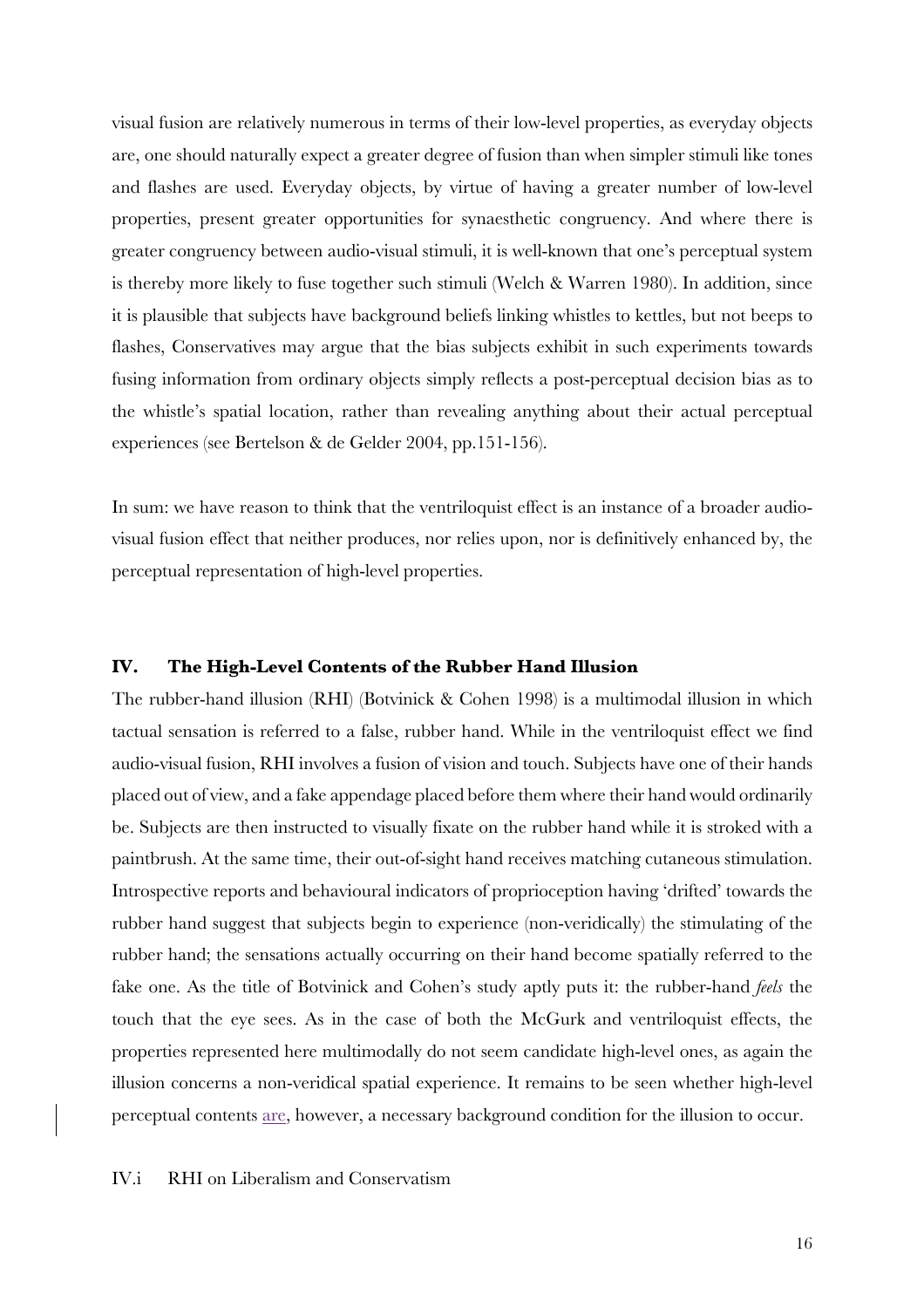visual fusion are relatively numerous in terms of their low-level properties, as everyday objects are, one should naturally expect a greater degree of fusion than when simpler stimuli like tones and flashes are used. Everyday objects, by virtue of having a greater number of low-level properties, present greater opportunities for synaesthetic congruency. And where there is greater congruency between audio-visual stimuli, it is well-known that one's perceptual system is thereby more likely to fuse together such stimuli (Welch & Warren 1980). In addition, since it is plausible that subjects have background beliefs linking whistles to kettles, but not beeps to flashes, Conservatives may argue that the bias subjects exhibit in such experiments towards fusing information from ordinary objects simply reflects a post-perceptual decision bias as to the whistle's spatial location, rather than revealing anything about their actual perceptual experiences (see Bertelson & de Gelder 2004, pp.151-156).

In sum: we have reason to think that the ventriloquist effect is an instance of a broader audio-visual fusion effect that neither produces, nor relies upon, nor is definitively enhanced by, the perceptual representation of high-level properties.

## IV. The High-Level Contents of the Rubber Hand Illusion

The rubber-hand illusion (RHI) (Botvinick & Cohen 1998) is a multimodal illusion in which tactual sensation is referred to a false, rubber hand. While in the ventriloquist effect we find audio-visual fusion, RHI involves a fusion of vision and touch. Subjects have one of their hands placed out of view, and a fake appendage placed before them where their hand would ordinarily be. Subjects are then instructed to visually fixate on the rubber hand while it is stroked with a paintbrush. At the same time, their out-of-sight hand receives matching cutaneous stimulation. Introspective reports and behavioural indicators of proprioception having 'drifted' towards the rubber hand suggest that subjects begin to experience (non-veridically) the stimulating of the rubber hand; the sensations actually occurring on their hand become spatially referred to the fake one. As the title of Botvinick and Cohen's study aptly puts it: the rubber-hand *feels* the touch that the eye sees. As in the case of both the McGurk and ventriloquist effects, the properties represented here multimodally do not seem candidate high-level ones, as again the illusion concerns a non-veridical spatial experience. It remains to be seen whether high-level perceptual contents are, however, a necessary background condition for the illusion to occur.

### IV.i RHI on Liberalism and Conservatism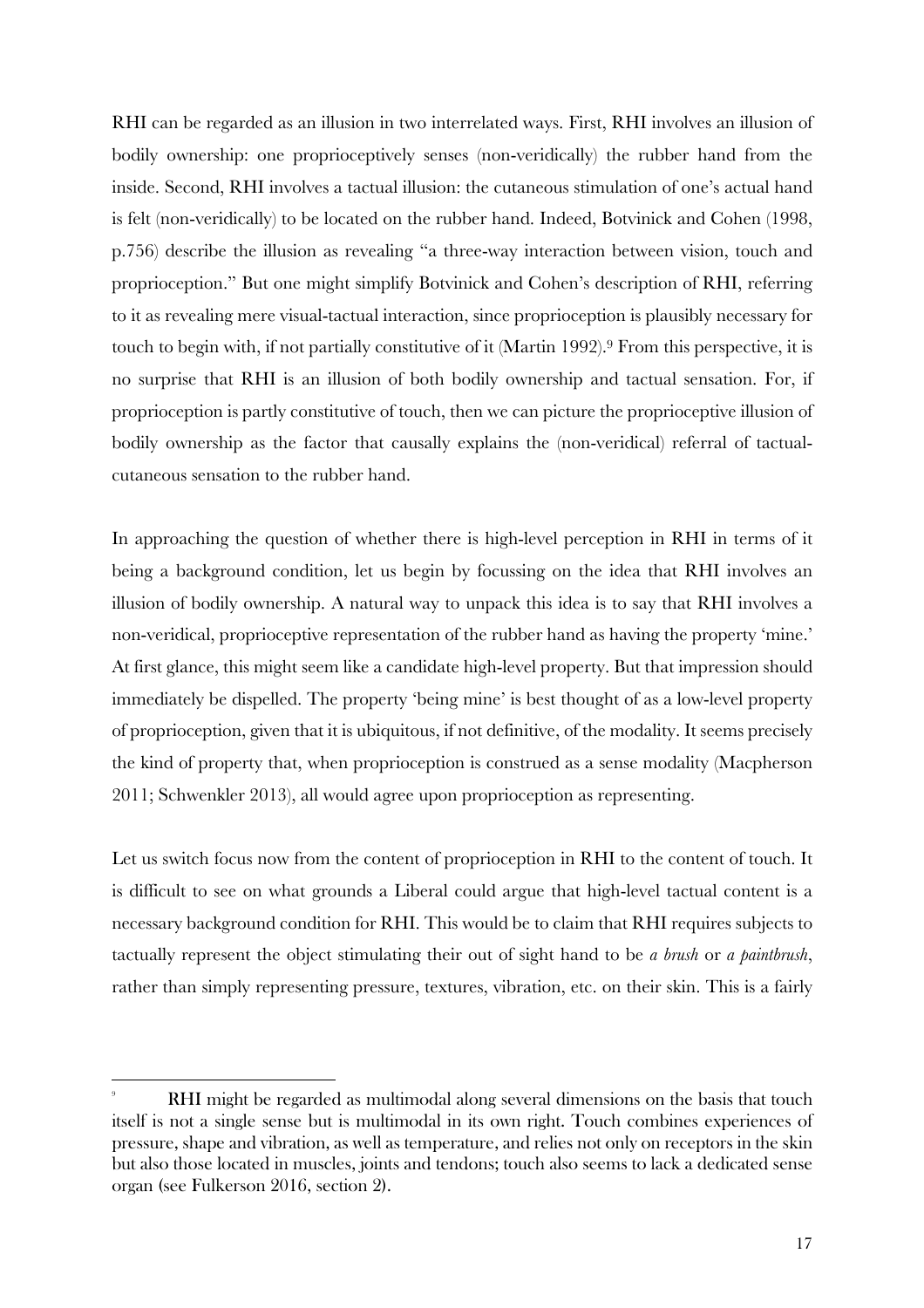RHI can be regarded as an illusion in two interrelated ways. First, RHI involves an illusion of bodily ownership: one proprioceptively senses (non-veridically) the rubber hand from the inside. Second, RHI involves a tactual illusion: the cutaneous stimulation of one's actual hand is felt (non-veridically) to be located on the rubber hand. Indeed, Botvinick and Cohen (1998, p.756) describe the illusion as revealing "a three-way interaction between vision, touch and proprioception." But one might simplify Botvinick and Cohen's description of RHI, referring to it as revealing mere visual-tactual interaction, since proprioception is plausibly necessary for touch to begin with, if not partially constitutive of it (Martin 1992).[9] From this perspective, it is no surprise that RHI is an illusion of both bodily ownership and tactual sensation. For, if proprioception is partly constitutive of touch, then we can picture the proprioceptive illusion of bodily ownership as the factor that causally explains the (non-veridical) referral of tactual-cutaneous sensation to the rubber hand.

In approaching the question of whether there is high-level perception in RHI in terms of it being a background condition, let us begin by focussing on the idea that RHI involves an illusion of bodily ownership. A natural way to unpack this idea is to say that RHI involves a non-veridical, proprioceptive representation of the rubber hand as having the property 'mine.' At first glance, this might seem like a candidate high-level property. But that impression should immediately be dispelled. The property 'being mine' is best thought of as a low-level property of proprioception, given that it is ubiquitous, if not definitive, of the modality. It seems precisely the kind of property that, when proprioception is construed as a sense modality (Macpherson 2011; Schwenkler 2013), all would agree upon proprioception as representing.

Let us switch focus now from the content of proprioception in RHI to the content of touch. It is difficult to see on what grounds a Liberal could argue that high-level tactual content is a necessary background condition for RHI. This would be to claim that RHI requires subjects to tactually represent the object stimulating their out of sight hand to be *a brush* or *a paintbrush*, rather than simply representing pressure, textures, vibration, etc. on their skin. This is a fairly

[9] RHI might be regarded as multimodal along several dimensions on the basis that touch itself is not a single sense but is multimodal in its own right. Touch combines experiences of pressure, shape and vibration, as well as temperature, and relies not only on receptors in the skin but also those located in muscles, joints and tendons; touch also seems to lack a dedicated sense organ (see Fulkerson 2016, section 2).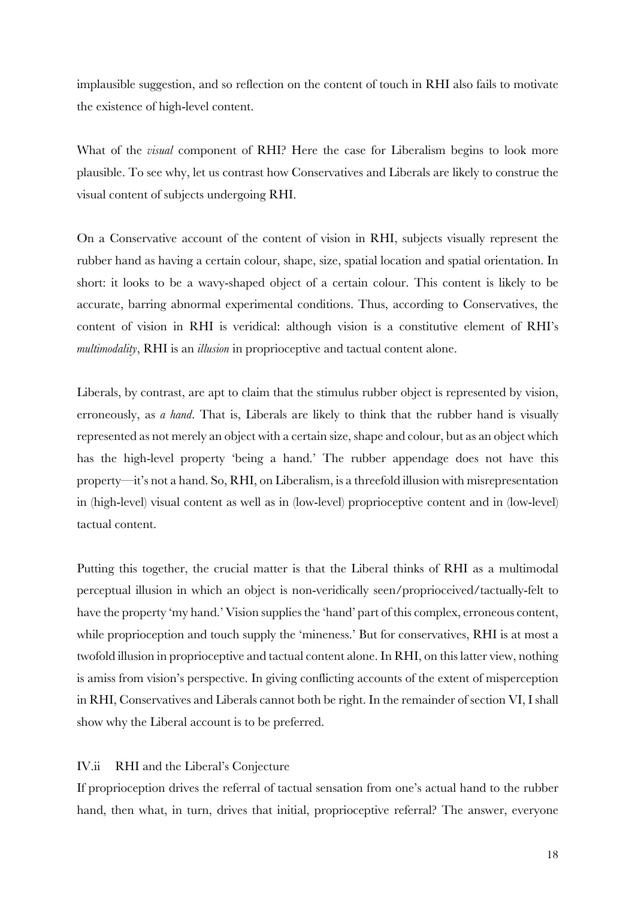implausible suggestion, and so reflection on the content of touch in RHI also fails to motivate the existence of high-level content.

What of the *visual* component of RHI? Here the case for Liberalism begins to look more plausible. To see why, let us contrast how Conservatives and Liberals are likely to construe the visual content of subjects undergoing RHI.

On a Conservative account of the content of vision in RHI, subjects visually represent the rubber hand as having a certain colour, shape, size, spatial location and spatial orientation. In short: it looks to be a wavy-shaped object of a certain colour. This content is likely to be accurate, barring abnormal experimental conditions. Thus, according to Conservatives, the content of vision in RHI is veridical: although vision is a constitutive element of RHI's *multimodality*, RHI is an *illusion* in proprioceptive and tactual content alone.

Liberals, by contrast, are apt to claim that the stimulus rubber object is represented by vision, erroneously, as *a hand*. That is, Liberals are likely to think that the rubber hand is visually represented as not merely an object with a certain size, shape and colour, but as an object which has the high-level property 'being a hand.' The rubber appendage does not have this property—it's not a hand. So, RHI, on Liberalism, is a threefold illusion with misrepresentation in (high-level) visual content as well as in (low-level) proprioceptive content and in (low-level) tactual content.

Putting this together, the crucial matter is that the Liberal thinks of RHI as a multimodal perceptual illusion in which an object is non-veridically seen/proprioceived/tactually-felt to have the property 'my hand.' Vision supplies the 'hand' part of this complex, erroneous content, while proprioception and touch supply the 'mineness.' But for conservatives, RHI is at most a twofold illusion in proprioceptive and tactual content alone. In RHI, on this latter view, nothing is amiss from vision's perspective. In giving conflicting accounts of the extent of misperception in RHI, Conservatives and Liberals cannot both be right. In the remainder of section VI, I shall show why the Liberal account is to be preferred.

### IV.ii RHI and the Liberal's Conjecture

If proprioception drives the referral of tactual sensation from one's actual hand to the rubber hand, then what, in turn, drives that initial, proprioceptive referral? The answer, everyone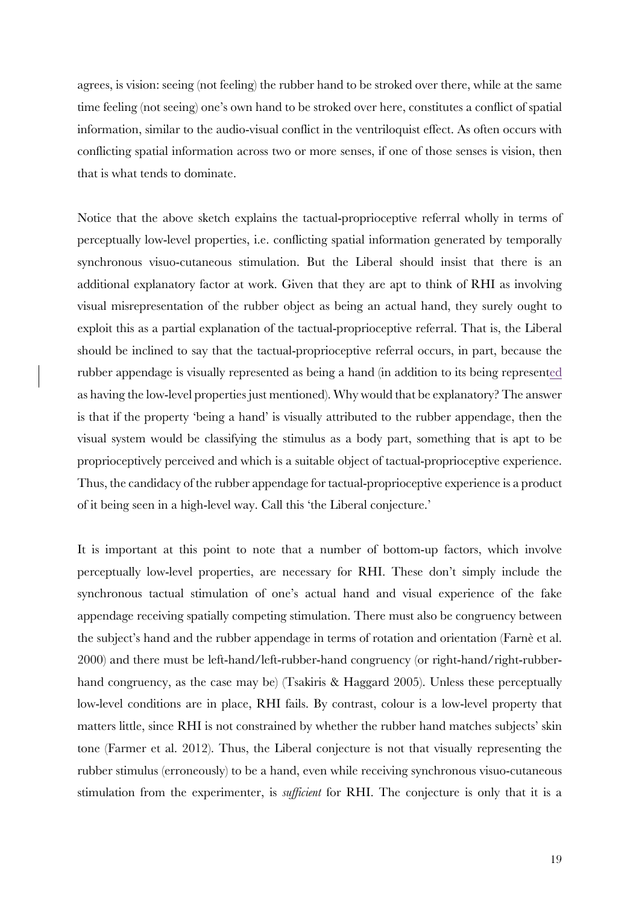agrees, is vision: seeing (not feeling) the rubber hand to be stroked over there, while at the same time feeling (not seeing) one's own hand to be stroked over here, constitutes a conflict of spatial information, similar to the audio-visual conflict in the ventriloquist effect. As often occurs with conflicting spatial information across two or more senses, if one of those senses is vision, then that is what tends to dominate.

Notice that the above sketch explains the tactual-proprioceptive referral wholly in terms of perceptually low-level properties, i.e. conflicting spatial information generated by temporally synchronous visuo-cutaneous stimulation. But the Liberal should insist that there is an additional explanatory factor at work. Given that they are apt to think of RHI as involving visual misrepresentation of the rubber object as being an actual hand, they surely ought to exploit this as a partial explanation of the tactual-proprioceptive referral. That is, the Liberal should be inclined to say that the tactual-proprioceptive referral occurs, in part, because the rubber appendage is visually represented as being a hand (in addition to its being represented as having the low-level properties just mentioned). Why would that be explanatory? The answer is that if the property 'being a hand' is visually attributed to the rubber appendage, then the visual system would be classifying the stimulus as a body part, something that is apt to be proprioceptively perceived and which is a suitable object of tactual-proprioceptive experience. Thus, the candidacy of the rubber appendage for tactual-proprioceptive experience is a product of it being seen in a high-level way. Call this 'the Liberal conjecture.'

It is important at this point to note that a number of bottom-up factors, which involve perceptually low-level properties, are necessary for RHI. These don't simply include the synchronous tactual stimulation of one's actual hand and visual experience of the fake appendage receiving spatially competing stimulation. There must also be congruency between the subject's hand and the rubber appendage in terms of rotation and orientation (Farnè et al. 2000) and there must be left-hand/left-rubber-hand congruency (or right-hand/right-rubber-hand congruency, as the case may be) (Tsakiris & Haggard 2005). Unless these perceptually low-level conditions are in place, RHI fails. By contrast, colour is a low-level property that matters little, since RHI is not constrained by whether the rubber hand matches subjects' skin tone (Farmer et al. 2012). Thus, the Liberal conjecture is not that visually representing the rubber stimulus (erroneously) to be a hand, even while receiving synchronous visuo-cutaneous stimulation from the experimenter, is *sufficient* for RHI. The conjecture is only that it is a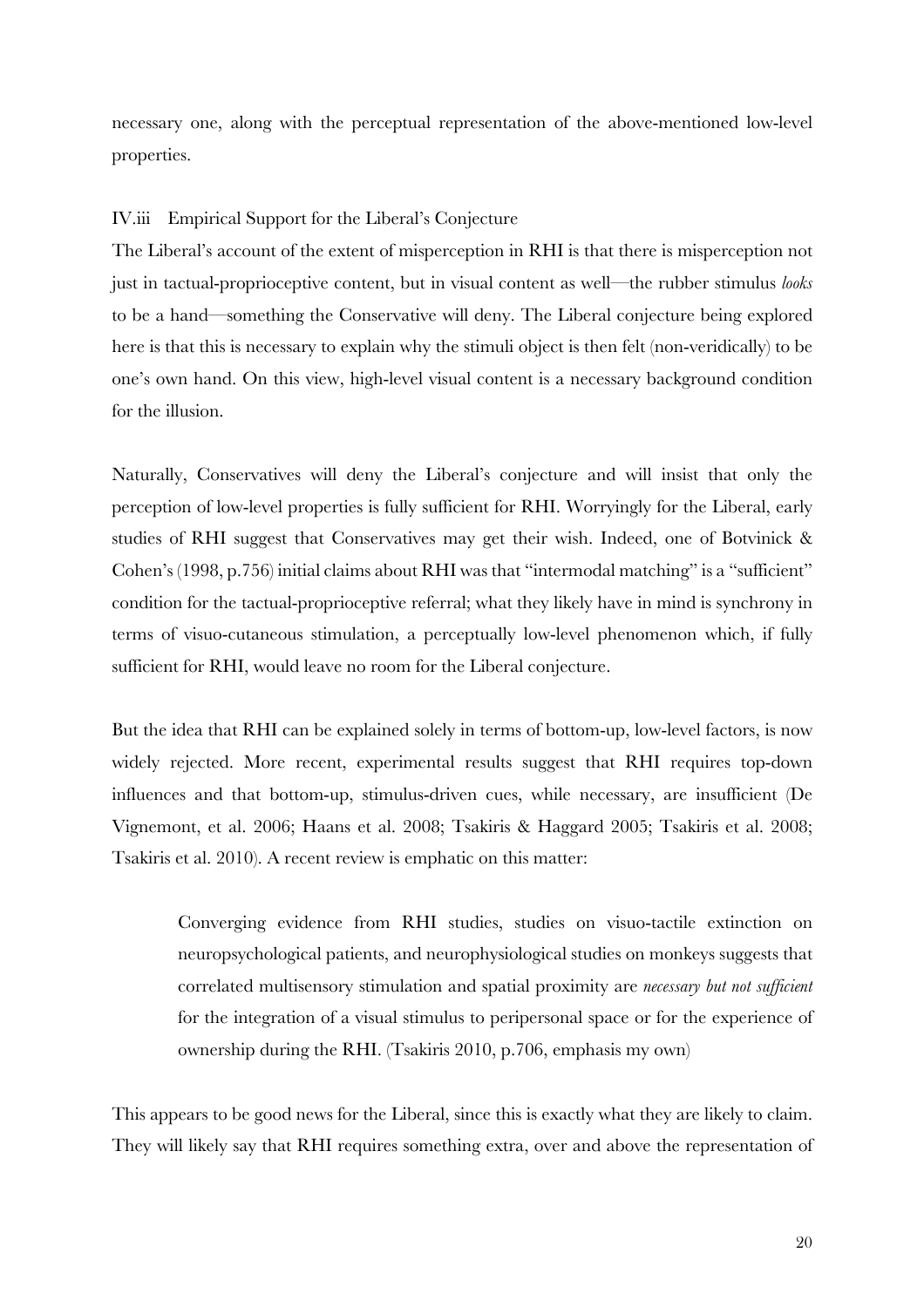necessary one, along with the perceptual representation of the above-mentioned low-level properties.

### IV.iii Empirical Support for the Liberal's Conjecture

The Liberal's account of the extent of misperception in RHI is that there is misperception not just in tactual-proprioceptive content, but in visual content as well—the rubber stimulus *looks* to be a hand—something the Conservative will deny. The Liberal conjecture being explored here is that this is necessary to explain why the stimuli object is then felt (non-veridically) to be one's own hand. On this view, high-level visual content is a necessary background condition for the illusion.

Naturally, Conservatives will deny the Liberal's conjecture and will insist that only the perception of low-level properties is fully sufficient for RHI. Worryingly for the Liberal, early studies of RHI suggest that Conservatives may get their wish. Indeed, one of Botvinick & Cohen's (1998, p.756) initial claims about RHI was that "intermodal matching" is a "sufficient" condition for the tactual-proprioceptive referral; what they likely have in mind is synchrony in terms of visuo-cutaneous stimulation, a perceptually low-level phenomenon which, if fully sufficient for RHI, would leave no room for the Liberal conjecture.

But the idea that RHI can be explained solely in terms of bottom-up, low-level factors, is now widely rejected. More recent, experimental results suggest that RHI requires top-down influences and that bottom-up, stimulus-driven cues, while necessary, are insufficient (De Vignemont, et al. 2006; Haans et al. 2008; Tsakiris & Haggard 2005; Tsakiris et al. 2008; Tsakiris et al. 2010). A recent review is emphatic on this matter:

> Converging evidence from RHI studies, studies on visuo-tactile extinction on neuropsychological patients, and neurophysiological studies on monkeys suggests that correlated multisensory stimulation and spatial proximity are *necessary but not sufficient* for the integration of a visual stimulus to peripersonal space or for the experience of ownership during the RHI. (Tsakiris 2010, p.706, emphasis my own)

This appears to be good news for the Liberal, since this is exactly what they are likely to claim. They will likely say that RHI requires something extra, over and above the representation of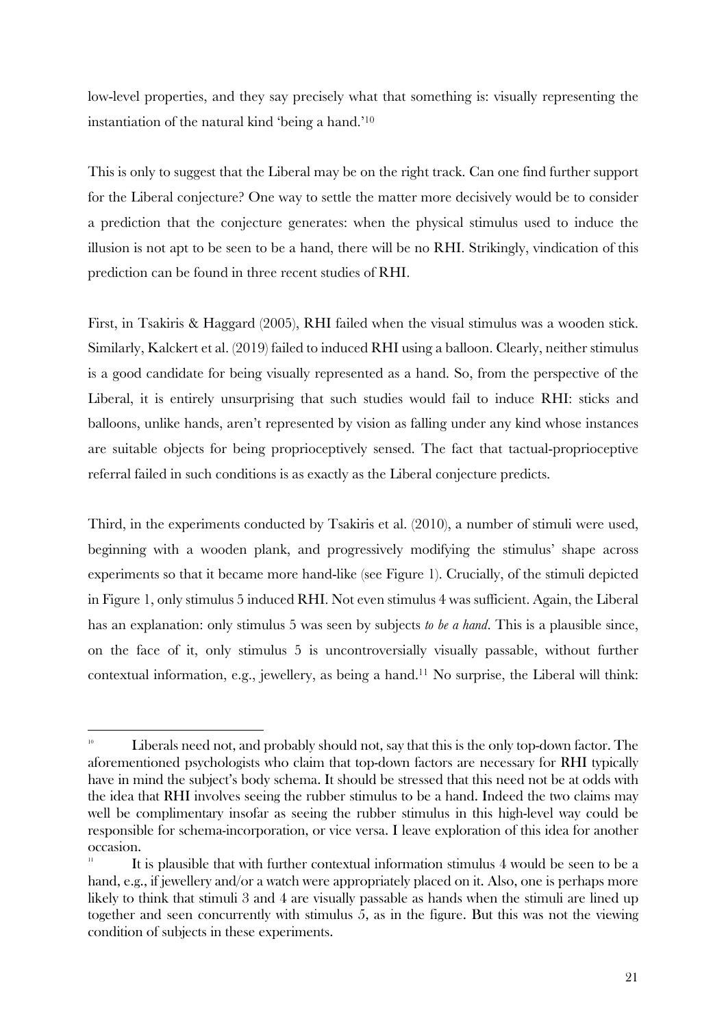low-level properties, and they say precisely what that something is: visually representing the instantiation of the natural kind 'being a hand.'[10]

This is only to suggest that the Liberal may be on the right track. Can one find further support for the Liberal conjecture? One way to settle the matter more decisively would be to consider a prediction that the conjecture generates: when the physical stimulus used to induce the illusion is not apt to be seen to be a hand, there will be no RHI. Strikingly, vindication of this prediction can be found in three recent studies of RHI.

First, in Tsakiris & Haggard (2005), RHI failed when the visual stimulus was a wooden stick. Similarly, Kalckert et al. (2019) failed to induced RHI using a balloon. Clearly, neither stimulus is a good candidate for being visually represented as a hand. So, from the perspective of the Liberal, it is entirely unsurprising that such studies would fail to induce RHI: sticks and balloons, unlike hands, aren't represented by vision as falling under any kind whose instances are suitable objects for being proprioceptively sensed. The fact that tactual-proprioceptive referral failed in such conditions is as exactly as the Liberal conjecture predicts.

Third, in the experiments conducted by Tsakiris et al. (2010), a number of stimuli were used, beginning with a wooden plank, and progressively modifying the stimulus' shape across experiments so that it became more hand-like (see Figure 1). Crucially, of the stimuli depicted in Figure 1, only stimulus 5 induced RHI. Not even stimulus 4 was sufficient. Again, the Liberal has an explanation: only stimulus 5 was seen by subjects *to be a hand*. This is a plausible since, on the face of it, only stimulus 5 is uncontroversially visually passable, without further contextual information, e.g., jewellery, as being a hand.[11] No surprise, the Liberal will think:

---

[10] Liberals need not, and probably should not, say that this is the only top-down factor. The aforementioned psychologists who claim that top-down factors are necessary for RHI typically have in mind the subject's body schema. It should be stressed that this need not be at odds with the idea that RHI involves seeing the rubber stimulus to be a hand. Indeed the two claims may well be complimentary insofar as seeing the rubber stimulus in this high-level way could be responsible for schema-incorporation, or vice versa. I leave exploration of this idea for another occasion.

[11] It is plausible that with further contextual information stimulus 4 would be seen to be a hand, e.g., if jewellery and/or a watch were appropriately placed on it. Also, one is perhaps more likely to think that stimuli 3 and 4 are visually passable as hands when the stimuli are lined up together and seen concurrently with stimulus 5, as in the figure. But this was not the viewing condition of subjects in these experiments.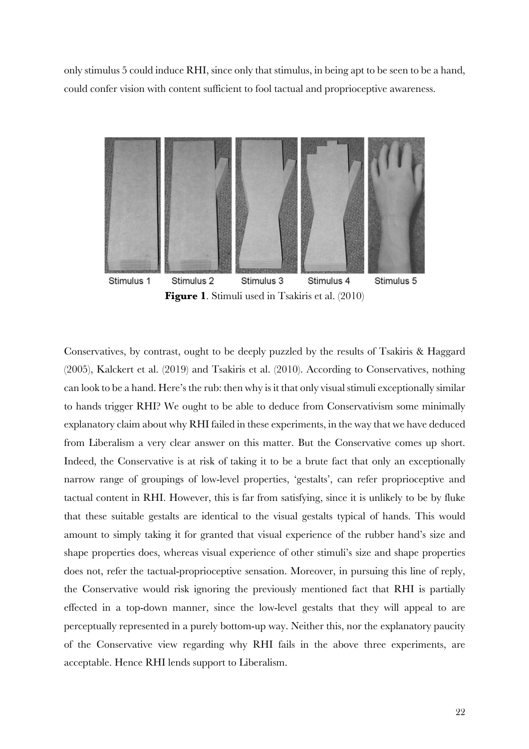only stimulus 5 could induce RHI, since only that stimulus, in being apt to be seen to be a hand, could confer vision with content sufficient to fool tactual and proprioceptive awareness.

Stimulus 1 Stimulus 2 Stimulus 3 Stimulus 4 Stimulus 5

**Figure 1**. Stimuli used in Tsakiris et al. (2010)

Conservatives, by contrast, ought to be deeply puzzled by the results of Tsakiris & Haggard (2005), Kalckert et al. (2019) and Tsakiris et al. (2010). According to Conservatives, nothing can look to be a hand. Here's the rub: then why is it that only visual stimuli exceptionally similar to hands trigger RHI? We ought to be able to deduce from Conservativism some minimally explanatory claim about why RHI failed in these experiments, in the way that we have deduced from Liberalism a very clear answer on this matter. But the Conservative comes up short. Indeed, the Conservative is at risk of taking it to be a brute fact that only an exceptionally narrow range of groupings of low-level properties, 'gestalts', can refer proprioceptive and tactual content in RHI. However, this is far from satisfying, since it is unlikely to be by fluke that these suitable gestalts are identical to the visual gestalts typical of hands. This would amount to simply taking it for granted that visual experience of the rubber hand's size and shape properties does, whereas visual experience of other stimuli's size and shape properties does not, refer the tactual-proprioceptive sensation. Moreover, in pursuing this line of reply, the Conservative would risk ignoring the previously mentioned fact that RHI is partially effected in a top-down manner, since the low-level gestalts that they will appeal to are perceptually represented in a purely bottom-up way. Neither this, nor the explanatory paucity of the Conservative view regarding why RHI fails in the above three experiments, are acceptable. Hence RHI lends support to Liberalism.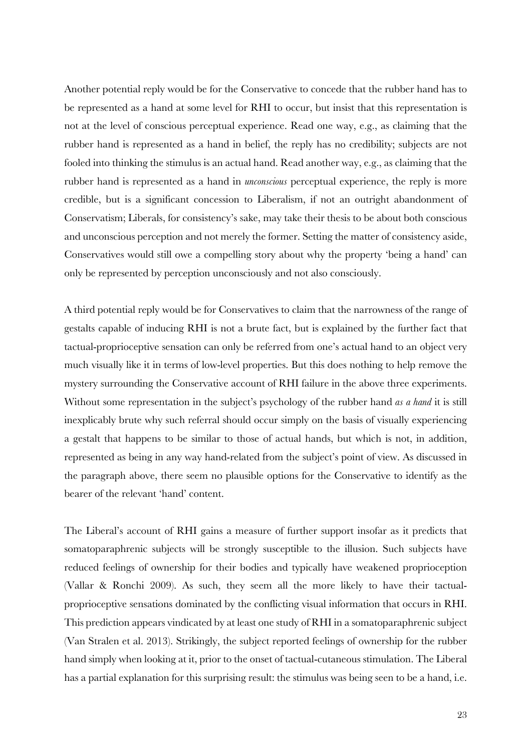Another potential reply would be for the Conservative to concede that the rubber hand has to be represented as a hand at some level for RHI to occur, but insist that this representation is not at the level of conscious perceptual experience. Read one way, e.g., as claiming that the rubber hand is represented as a hand in belief, the reply has no credibility; subjects are not fooled into thinking the stimulus is an actual hand. Read another way, e.g., as claiming that the rubber hand is represented as a hand in *unconscious* perceptual experience, the reply is more credible, but is a significant concession to Liberalism, if not an outright abandonment of Conservatism; Liberals, for consistency's sake, may take their thesis to be about both conscious and unconscious perception and not merely the former. Setting the matter of consistency aside, Conservatives would still owe a compelling story about why the property 'being a hand' can only be represented by perception unconsciously and not also consciously.

A third potential reply would be for Conservatives to claim that the narrowness of the range of gestalts capable of inducing RHI is not a brute fact, but is explained by the further fact that tactual-proprioceptive sensation can only be referred from one's actual hand to an object very much visually like it in terms of low-level properties. But this does nothing to help remove the mystery surrounding the Conservative account of RHI failure in the above three experiments. Without some representation in the subject's psychology of the rubber hand *as a hand* it is still inexplicably brute why such referral should occur simply on the basis of visually experiencing a gestalt that happens to be similar to those of actual hands, but which is not, in addition, represented as being in any way hand-related from the subject's point of view. As discussed in the paragraph above, there seem no plausible options for the Conservative to identify as the bearer of the relevant 'hand' content.

The Liberal's account of RHI gains a measure of further support insofar as it predicts that somatoparaphrenic subjects will be strongly susceptible to the illusion. Such subjects have reduced feelings of ownership for their bodies and typically have weakened proprioception (Vallar & Ronchi 2009). As such, they seem all the more likely to have their tactual-proprioceptive sensations dominated by the conflicting visual information that occurs in RHI. This prediction appears vindicated by at least one study of RHI in a somatoparaphrenic subject (Van Stralen et al. 2013). Strikingly, the subject reported feelings of ownership for the rubber hand simply when looking at it, prior to the onset of tactual-cutaneous stimulation. The Liberal has a partial explanation for this surprising result: the stimulus was being seen to be a hand, i.e.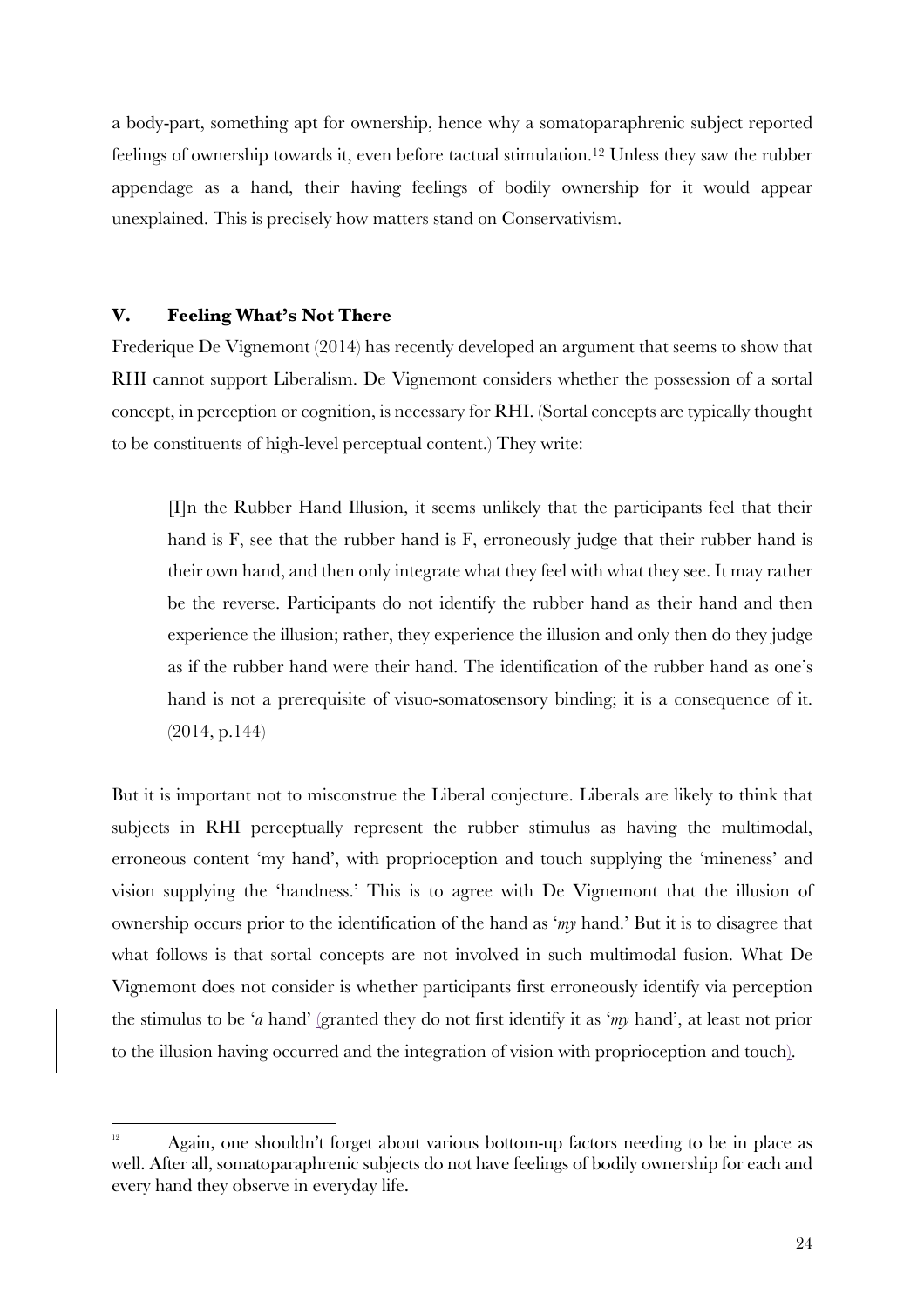a body-part, something apt for ownership, hence why a somatoparaphrenic subject reported feelings of ownership towards it, even before tactual stimulation.[12] Unless they saw the rubber appendage as a hand, their having feelings of bodily ownership for it would appear unexplained. This is precisely how matters stand on Conservativism.

## V. Feeling What's Not There

Frederique De Vignemont (2014) has recently developed an argument that seems to show that RHI cannot support Liberalism. De Vignemont considers whether the possession of a sortal concept, in perception or cognition, is necessary for RHI. (Sortal concepts are typically thought to be constituents of high-level perceptual content.) They write:

> [I]n the Rubber Hand Illusion, it seems unlikely that the participants feel that their hand is F, see that the rubber hand is F, erroneously judge that their rubber hand is their own hand, and then only integrate what they feel with what they see. It may rather be the reverse. Participants do not identify the rubber hand as their hand and then experience the illusion; rather, they experience the illusion and only then do they judge as if the rubber hand were their hand. The identification of the rubber hand as one's hand is not a prerequisite of visuo-somatosensory binding; it is a consequence of it. (2014, p.144)

But it is important not to misconstrue the Liberal conjecture. Liberals are likely to think that subjects in RHI perceptually represent the rubber stimulus as having the multimodal, erroneous content 'my hand', with proprioception and touch supplying the 'mineness' and vision supplying the 'handness.' This is to agree with De Vignemont that the illusion of ownership occurs prior to the identification of the hand as '*my* hand.' But it is to disagree that what follows is that sortal concepts are not involved in such multimodal fusion. What De Vignemont does not consider is whether participants first erroneously identify via perception the stimulus to be '*a* hand' (granted they do not first identify it as '*my* hand', at least not prior to the illusion having occurred and the integration of vision with proprioception and touch).

---

[12] Again, one shouldn't forget about various bottom-up factors needing to be in place as well. After all, somatoparaphrenic subjects do not have feelings of bodily ownership for each and every hand they observe in everyday life.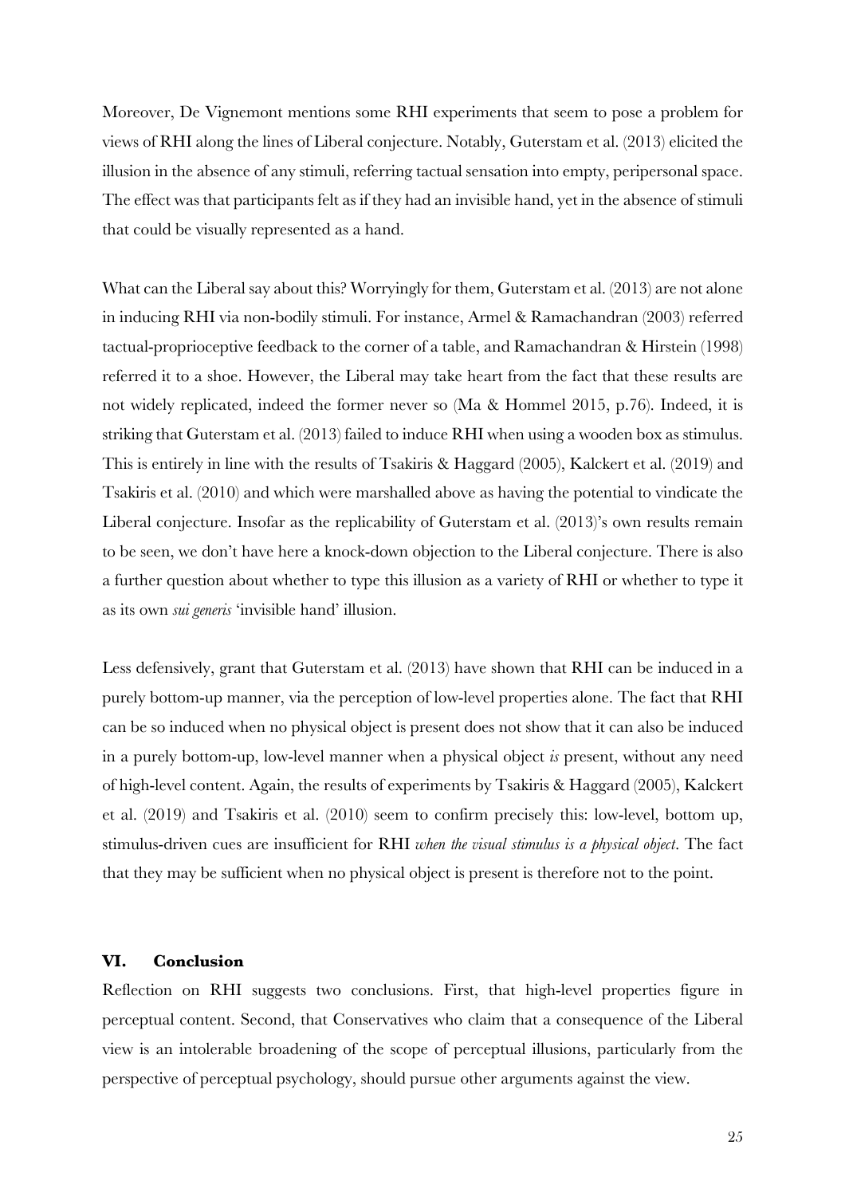Moreover, De Vignemont mentions some RHI experiments that seem to pose a problem for views of RHI along the lines of Liberal conjecture. Notably, Guterstam et al. (2013) elicited the illusion in the absence of any stimuli, referring tactual sensation into empty, peripersonal space. The effect was that participants felt as if they had an invisible hand, yet in the absence of stimuli that could be visually represented as a hand.

What can the Liberal say about this? Worryingly for them, Guterstam et al. (2013) are not alone in inducing RHI via non-bodily stimuli. For instance, Armel & Ramachandran (2003) referred tactual-proprioceptive feedback to the corner of a table, and Ramachandran & Hirstein (1998) referred it to a shoe. However, the Liberal may take heart from the fact that these results are not widely replicated, indeed the former never so (Ma & Hommel 2015, p.76). Indeed, it is striking that Guterstam et al. (2013) failed to induce RHI when using a wooden box as stimulus. This is entirely in line with the results of Tsakiris & Haggard (2005), Kalckert et al. (2019) and Tsakiris et al. (2010) and which were marshalled above as having the potential to vindicate the Liberal conjecture. Insofar as the replicability of Guterstam et al. (2013)'s own results remain to be seen, we don't have here a knock-down objection to the Liberal conjecture. There is also a further question about whether to type this illusion as a variety of RHI or whether to type it as its own *sui generis* 'invisible hand' illusion.

Less defensively, grant that Guterstam et al. (2013) have shown that RHI can be induced in a purely bottom-up manner, via the perception of low-level properties alone. The fact that RHI can be so induced when no physical object is present does not show that it can also be induced in a purely bottom-up, low-level manner when a physical object *is* present, without any need of high-level content. Again, the results of experiments by Tsakiris & Haggard (2005), Kalckert et al. (2019) and Tsakiris et al. (2010) seem to confirm precisely this: low-level, bottom up, stimulus-driven cues are insufficient for RHI *when the visual stimulus is a physical object*. The fact that they may be sufficient when no physical object is present is therefore not to the point.

## VI. Conclusion

Reflection on RHI suggests two conclusions. First, that high-level properties figure in perceptual content. Second, that Conservatives who claim that a consequence of the Liberal view is an intolerable broadening of the scope of perceptual illusions, particularly from the perspective of perceptual psychology, should pursue other arguments against the view.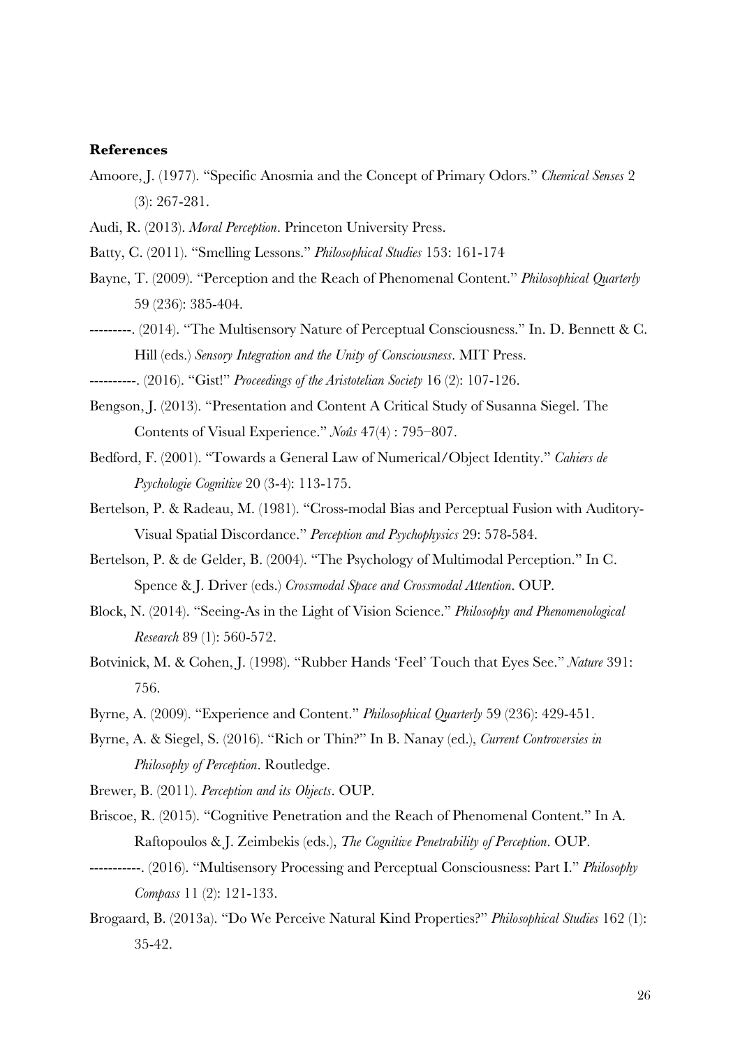**References**

Amoore, J. (1977). "Specific Anosmia and the Concept of Primary Odors." *Chemical Senses* 2 (3): 267-281.

Audi, R. (2013). *Moral Perception*. Princeton University Press.

Batty, C. (2011). "Smelling Lessons." *Philosophical Studies* 153: 161-174

Bayne, T. (2009). "Perception and the Reach of Phenomenal Content." *Philosophical Quarterly* 59 (236): 385-404.

---------. (2014). "The Multisensory Nature of Perceptual Consciousness." In. D. Bennett & C. Hill (eds.) *Sensory Integration and the Unity of Consciousness*. MIT Press.

----------. (2016). "Gist!" *Proceedings of the Aristotelian Society* 16 (2): 107-126.

Bengson, J. (2013). "Presentation and Content A Critical Study of Susanna Siegel. The Contents of Visual Experience." *Noûs* 47(4) : 795–807.

Bedford, F. (2001). "Towards a General Law of Numerical/Object Identity." *Cahiers de Psychologie Cognitive* 20 (3-4): 113-175.

Bertelson, P. & Radeau, M. (1981). "Cross-modal Bias and Perceptual Fusion with Auditory-Visual Spatial Discordance." *Perception and Psychophysics* 29: 578-584.

Bertelson, P. & de Gelder, B. (2004). "The Psychology of Multimodal Perception." In C. Spence & J. Driver (eds.) *Crossmodal Space and Crossmodal Attention*. OUP.

Block, N. (2014). "Seeing-As in the Light of Vision Science." *Philosophy and Phenomenological Research* 89 (1): 560-572.

Botvinick, M. & Cohen, J. (1998). "Rubber Hands 'Feel' Touch that Eyes See." *Nature* 391: 756.

Byrne, A. (2009). "Experience and Content." *Philosophical Quarterly* 59 (236): 429-451.

Byrne, A. & Siegel, S. (2016). "Rich or Thin?" In B. Nanay (ed.), *Current Controversies in Philosophy of Perception*. Routledge.

Brewer, B. (2011). *Perception and its Objects*. OUP.

Briscoe, R. (2015). "Cognitive Penetration and the Reach of Phenomenal Content." In A. Raftopoulos & J. Zeimbekis (eds.), *The Cognitive Penetrability of Perception*. OUP.

-----------. (2016). "Multisensory Processing and Perceptual Consciousness: Part I." *Philosophy Compass* 11 (2): 121-133.

Brogaard, B. (2013a). "Do We Perceive Natural Kind Properties?" *Philosophical Studies* 162 (1): 35-42.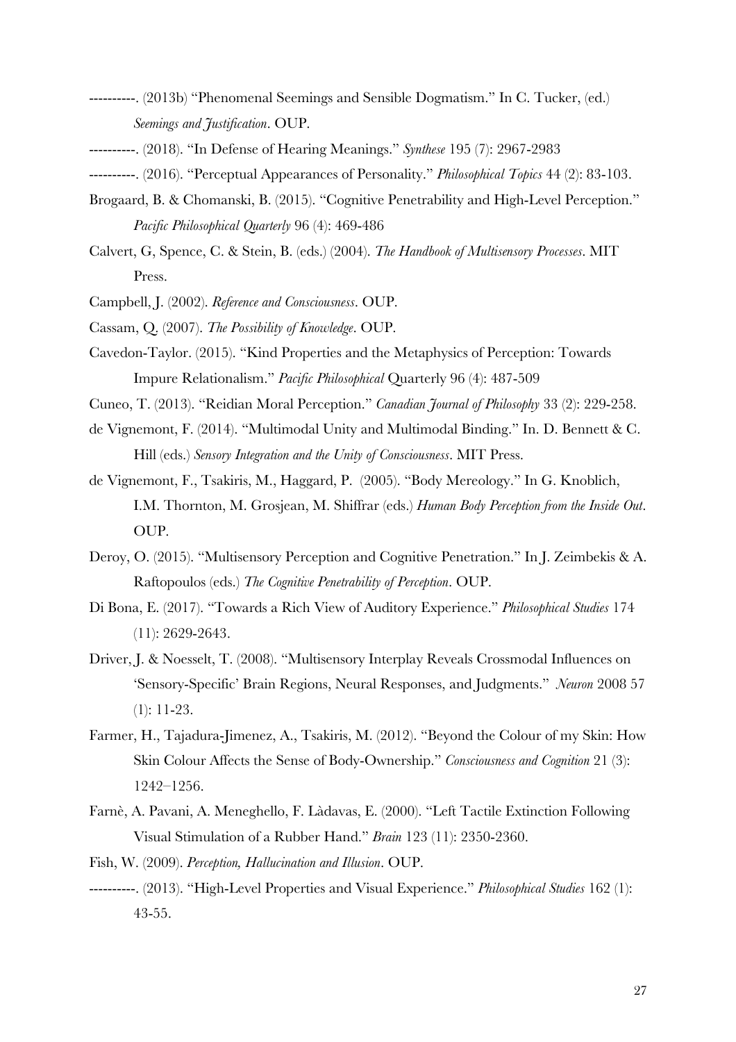----------. (2013b) "Phenomenal Seemings and Sensible Dogmatism." In C. Tucker, (ed.) *Seemings and Justification*. OUP.

----------. (2018). "In Defense of Hearing Meanings." *Synthese* 195 (7): 2967-2983

----------. (2016). "Perceptual Appearances of Personality." *Philosophical Topics* 44 (2): 83-103.

Brogaard, B. & Chomanski, B. (2015). "Cognitive Penetrability and High-Level Perception." *Pacific Philosophical Quarterly* 96 (4): 469-486

Calvert, G, Spence, C. & Stein, B. (eds.) (2004). *The Handbook of Multisensory Processes*. MIT Press.

Campbell, J. (2002). *Reference and Consciousness*. OUP.

Cassam, Q. (2007). *The Possibility of Knowledge*. OUP.

Cavedon-Taylor. (2015). "Kind Properties and the Metaphysics of Perception: Towards Impure Relationalism." *Pacific Philosophical* Quarterly 96 (4): 487-509

Cuneo, T. (2013). "Reidian Moral Perception." *Canadian Journal of Philosophy* 33 (2): 229-258.

de Vignemont, F. (2014). "Multimodal Unity and Multimodal Binding." In. D. Bennett & C. Hill (eds.) *Sensory Integration and the Unity of Consciousness*. MIT Press.

de Vignemont, F., Tsakiris, M., Haggard, P. (2005). "Body Mereology." In G. Knoblich, I.M. Thornton, M. Grosjean, M. Shiffrar (eds.) *Human Body Perception from the Inside Out*. OUP.

Deroy, O. (2015). "Multisensory Perception and Cognitive Penetration." In J. Zeimbekis & A. Raftopoulos (eds.) *The Cognitive Penetrability of Perception*. OUP.

Di Bona, E. (2017). "Towards a Rich View of Auditory Experience." *Philosophical Studies* 174 (11): 2629-2643.

Driver, J. & Noesselt, T. (2008). "Multisensory Interplay Reveals Crossmodal Influences on 'Sensory-Specific' Brain Regions, Neural Responses, and Judgments." *Neuron* 2008 57 (1): 11-23.

Farmer, H., Tajadura-Jimenez, A., Tsakiris, M. (2012). "Beyond the Colour of my Skin: How Skin Colour Affects the Sense of Body-Ownership." *Consciousness and Cognition* 21 (3): 1242–1256.

Farnè, A. Pavani, A. Meneghello, F. Làdavas, E. (2000). "Left Tactile Extinction Following Visual Stimulation of a Rubber Hand." *Brain* 123 (11): 2350-2360.

Fish, W. (2009). *Perception, Hallucination and Illusion*. OUP.

----------. (2013). "High-Level Properties and Visual Experience." *Philosophical Studies* 162 (1): 43-55.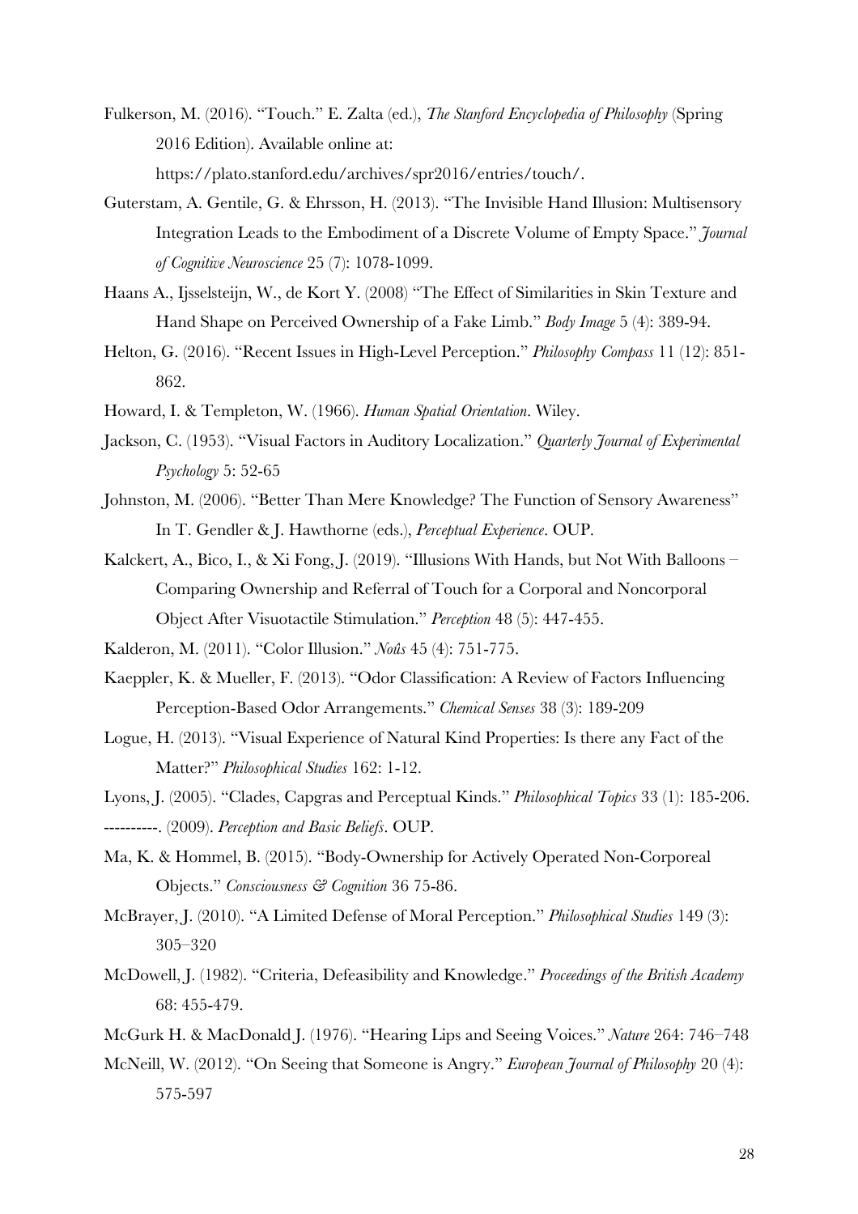Fulkerson, M. (2016). "Touch." E. Zalta (ed.), *The Stanford Encyclopedia of Philosophy* (Spring 2016 Edition). Available online at: https://plato.stanford.edu/archives/spr2016/entries/touch/.

Guterstam, A. Gentile, G. & Ehrsson, H. (2013). "The Invisible Hand Illusion: Multisensory Integration Leads to the Embodiment of a Discrete Volume of Empty Space." *Journal of Cognitive Neuroscience* 25 (7): 1078-1099.

Haans A., Ijsselsteijn, W., de Kort Y. (2008) "The Effect of Similarities in Skin Texture and Hand Shape on Perceived Ownership of a Fake Limb." *Body Image* 5 (4): 389-94.

Helton, G. (2016). "Recent Issues in High-Level Perception." *Philosophy Compass* 11 (12): 851-862.

Howard, I. & Templeton, W. (1966). *Human Spatial Orientation*. Wiley.

Jackson, C. (1953). "Visual Factors in Auditory Localization." *Quarterly Journal of Experimental Psychology* 5: 52-65

Johnston, M. (2006). "Better Than Mere Knowledge? The Function of Sensory Awareness" In T. Gendler & J. Hawthorne (eds.), *Perceptual Experience*. OUP.

Kalckert, A., Bico, I., & Xi Fong, J. (2019). "Illusions With Hands, but Not With Balloons – Comparing Ownership and Referral of Touch for a Corporal and Noncorporal Object After Visuotactile Stimulation." *Perception* 48 (5): 447-455.

Kalderon, M. (2011). "Color Illusion." *Noûs* 45 (4): 751-775.

Kaeppler, K. & Mueller, F. (2013). "Odor Classification: A Review of Factors Influencing Perception-Based Odor Arrangements." *Chemical Senses* 38 (3): 189-209

Logue, H. (2013). "Visual Experience of Natural Kind Properties: Is there any Fact of the Matter?" *Philosophical Studies* 162: 1-12.

Lyons, J. (2005). "Clades, Capgras and Perceptual Kinds." *Philosophical Topics* 33 (1): 185-206.

----------. (2009). *Perception and Basic Beliefs*. OUP.

Ma, K. & Hommel, B. (2015). "Body-Ownership for Actively Operated Non-Corporeal Objects." *Consciousness & Cognition* 36 75-86.

McBrayer, J. (2010). "A Limited Defense of Moral Perception." *Philosophical Studies* 149 (3): 305–320

McDowell, J. (1982). "Criteria, Defeasibility and Knowledge." *Proceedings of the British Academy* 68: 455-479.

McGurk H. & MacDonald J. (1976). "Hearing Lips and Seeing Voices." *Nature* 264: 746–748

McNeill, W. (2012). "On Seeing that Someone is Angry." *European Journal of Philosophy* 20 (4): 575-597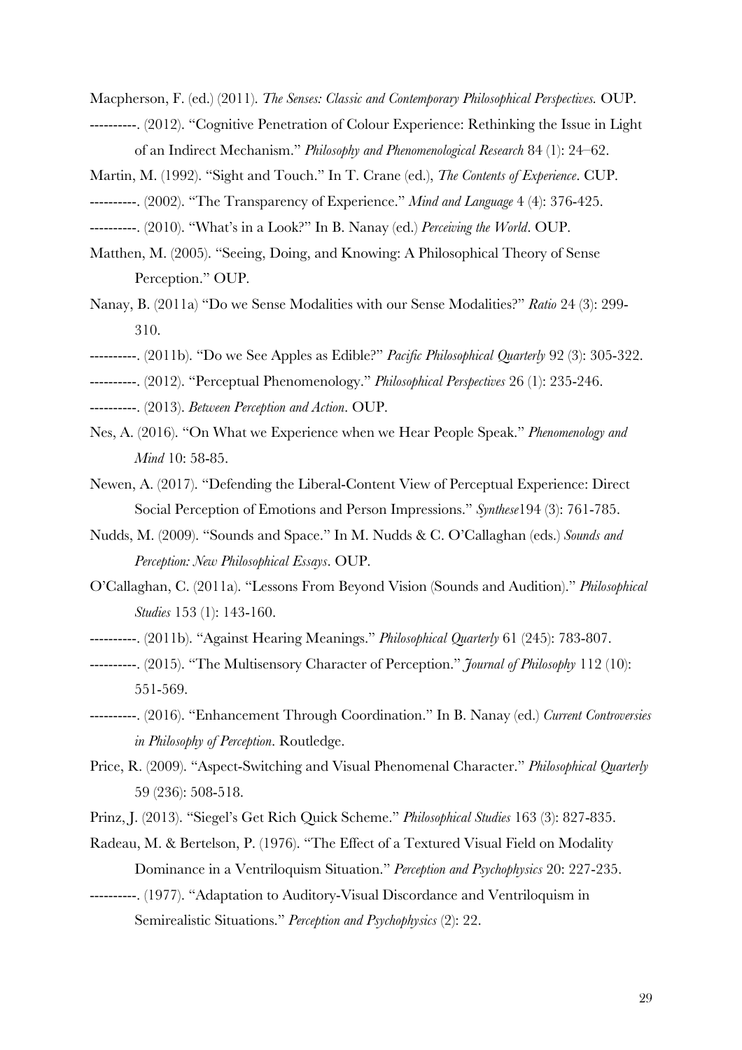Macpherson, F. (ed.) (2011). *The Senses: Classic and Contemporary Philosophical Perspectives.* OUP.

----------. (2012). "Cognitive Penetration of Colour Experience: Rethinking the Issue in Light of an Indirect Mechanism." *Philosophy and Phenomenological Research* 84 (1): 24–62.

Martin, M. (1992). "Sight and Touch." In T. Crane (ed.), *The Contents of Experience*. CUP.

----------. (2002). "The Transparency of Experience." *Mind and Language* 4 (4): 376-425.

----------. (2010). "What's in a Look?" In B. Nanay (ed.) *Perceiving the World*. OUP.

Matthen, M. (2005). "Seeing, Doing, and Knowing: A Philosophical Theory of Sense Perception." OUP.

Nanay, B. (2011a) "Do we Sense Modalities with our Sense Modalities?" *Ratio* 24 (3): 299-310.

----------. (2011b). "Do we See Apples as Edible?" *Pacific Philosophical Quarterly* 92 (3): 305-322.

----------. (2012). "Perceptual Phenomenology." *Philosophical Perspectives* 26 (1): 235-246.

----------. (2013). *Between Perception and Action*. OUP.

Nes, A. (2016). "On What we Experience when we Hear People Speak." *Phenomenology and Mind* 10: 58-85.

Newen, A. (2017). "Defending the Liberal-Content View of Perceptual Experience: Direct Social Perception of Emotions and Person Impressions." *Synthese*194 (3): 761-785.

Nudds, M. (2009). "Sounds and Space." In M. Nudds & C. O'Callaghan (eds.) *Sounds and Perception: New Philosophical Essays*. OUP.

O'Callaghan, C. (2011a). "Lessons From Beyond Vision (Sounds and Audition)." *Philosophical Studies* 153 (1): 143-160.

----------. (2011b). "Against Hearing Meanings." *Philosophical Quarterly* 61 (245): 783-807.

----------. (2015). "The Multisensory Character of Perception." *Journal of Philosophy* 112 (10): 551-569.

----------. (2016). "Enhancement Through Coordination." In B. Nanay (ed.) *Current Controversies in Philosophy of Perception*. Routledge.

Price, R. (2009). "Aspect-Switching and Visual Phenomenal Character." *Philosophical Quarterly* 59 (236): 508-518.

Prinz, J. (2013). "Siegel's Get Rich Quick Scheme." *Philosophical Studies* 163 (3): 827-835.

Radeau, M. & Bertelson, P. (1976). "The Effect of a Textured Visual Field on Modality Dominance in a Ventriloquism Situation." *Perception and Psychophysics* 20: 227-235.

----------. (1977). "Adaptation to Auditory-Visual Discordance and Ventriloquism in Semirealistic Situations." *Perception and Psychophysics* (2): 22.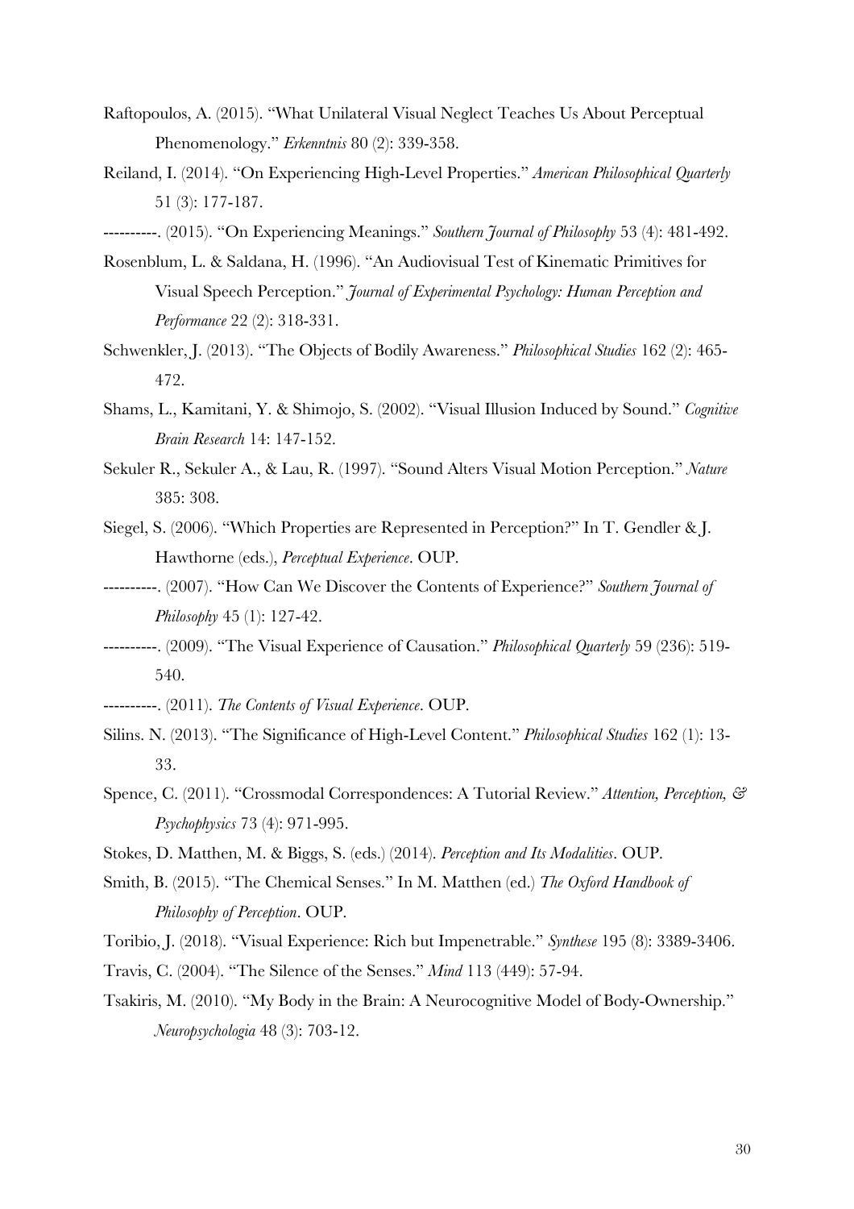Raftopoulos, A. (2015). "What Unilateral Visual Neglect Teaches Us About Perceptual Phenomenology." *Erkenntnis* 80 (2): 339-358.

Reiland, I. (2014). "On Experiencing High-Level Properties." *American Philosophical Quarterly* 51 (3): 177-187.

----------. (2015). "On Experiencing Meanings." *Southern Journal of Philosophy* 53 (4): 481-492.

Rosenblum, L. & Saldana, H. (1996). "An Audiovisual Test of Kinematic Primitives for Visual Speech Perception." *Journal of Experimental Psychology: Human Perception and Performance* 22 (2): 318-331.

Schwenkler, J. (2013). "The Objects of Bodily Awareness." *Philosophical Studies* 162 (2): 465-472.

Shams, L., Kamitani, Y. & Shimojo, S. (2002). "Visual Illusion Induced by Sound." *Cognitive Brain Research* 14: 147-152.

Sekuler R., Sekuler A., & Lau, R. (1997). "Sound Alters Visual Motion Perception." *Nature* 385: 308.

Siegel, S. (2006). "Which Properties are Represented in Perception?" In T. Gendler & J. Hawthorne (eds.), *Perceptual Experience*. OUP.

----------. (2007). "How Can We Discover the Contents of Experience?" *Southern Journal of Philosophy* 45 (1): 127-42.

----------. (2009). "The Visual Experience of Causation." *Philosophical Quarterly* 59 (236): 519-540.

----------. (2011). *The Contents of Visual Experience*. OUP.

Silins. N. (2013). "The Significance of High-Level Content." *Philosophical Studies* 162 (1): 13-33.

Spence, C. (2011). "Crossmodal Correspondences: A Tutorial Review." *Attention, Perception, & Psychophysics* 73 (4): 971-995.

Stokes, D. Matthen, M. & Biggs, S. (eds.) (2014). *Perception and Its Modalities*. OUP.

Smith, B. (2015). "The Chemical Senses." In M. Matthen (ed.) *The Oxford Handbook of Philosophy of Perception*. OUP.

Toribio, J. (2018). "Visual Experience: Rich but Impenetrable." *Synthese* 195 (8): 3389-3406.

Travis, C. (2004). "The Silence of the Senses." *Mind* 113 (449): 57-94.

Tsakiris, M. (2010). "My Body in the Brain: A Neurocognitive Model of Body-Ownership." *Neuropsychologia* 48 (3): 703-12.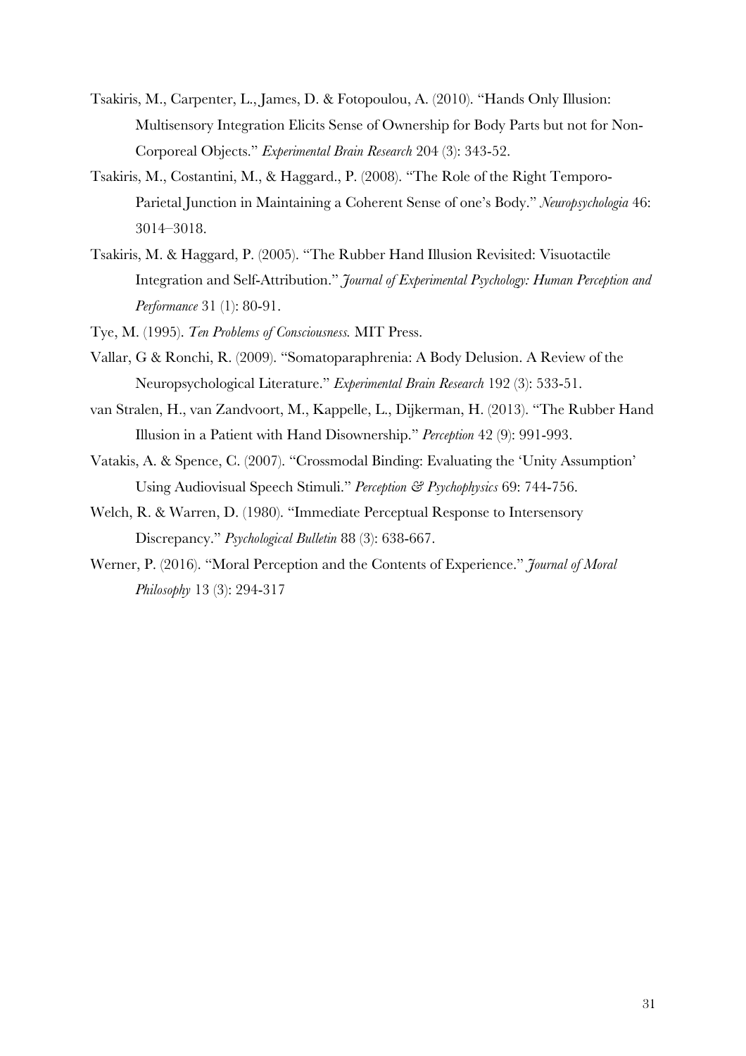Tsakiris, M., Carpenter, L., James, D. & Fotopoulou, A. (2010). "Hands Only Illusion: Multisensory Integration Elicits Sense of Ownership for Body Parts but not for Non-Corporeal Objects." *Experimental Brain Research* 204 (3): 343-52.

Tsakiris, M., Costantini, M., & Haggard., P. (2008). "The Role of the Right Temporo-Parietal Junction in Maintaining a Coherent Sense of one's Body." *Neuropsychologia* 46: 3014–3018.

Tsakiris, M. & Haggard, P. (2005). "The Rubber Hand Illusion Revisited: Visuotactile Integration and Self-Attribution." *Journal of Experimental Psychology: Human Perception and Performance* 31 (1): 80-91.

Tye, M. (1995). *Ten Problems of Consciousness.* MIT Press.

Vallar, G & Ronchi, R. (2009). "Somatoparaphrenia: A Body Delusion. A Review of the Neuropsychological Literature." *Experimental Brain Research* 192 (3): 533-51.

van Stralen, H., van Zandvoort, M., Kappelle, L., Dijkerman, H. (2013). "The Rubber Hand Illusion in a Patient with Hand Disownership." *Perception* 42 (9): 991-993.

Vatakis, A. & Spence, C. (2007). "Crossmodal Binding: Evaluating the 'Unity Assumption' Using Audiovisual Speech Stimuli." *Perception & Psychophysics* 69: 744-756.

Welch, R. & Warren, D. (1980). "Immediate Perceptual Response to Intersensory Discrepancy." *Psychological Bulletin* 88 (3): 638-667.

Werner, P. (2016). "Moral Perception and the Contents of Experience." *Journal of Moral Philosophy* 13 (3): 294-317